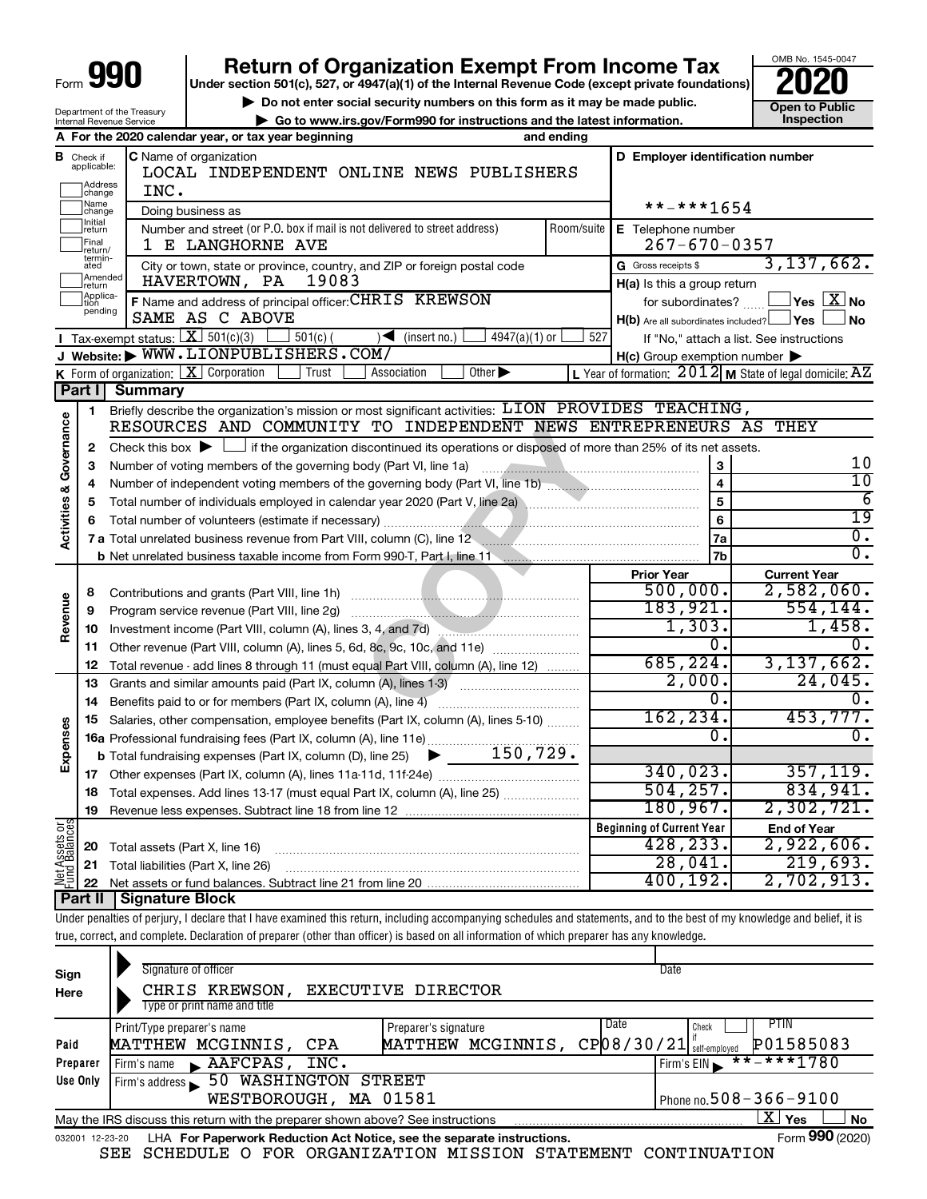Form **990**

# Return of Organization Exempt From Income Tax

**Under section 501(c), 527, or 4947(a)(1) of the Internal Revenue Code (except private foundations)**

▶ Do not enter social security numbers on this form as it may be made public.

▶ Go to www.irs.gov/Form990 for instructions and the latest information.

OMB No. 1545-0047

**2020**

**Open to Public Inspection**

Department of the Treasury
Internal Revenue Service

**A** For the 2020 calendar year, or tax year beginning and ending

**B** Check if applicable: Address change, Name change, Initial return, Final return/terminated, Amended return, Application pending

**C** Name of organization: LOCAL INDEPENDENT ONLINE NEWS PUBLISHERS INC.

Doing business as

Number and street (or P.O. box if mail is not delivered to street address): 1 E LANGHORNE AVE — Room/suite

City or town, state or province, country, and ZIP or foreign postal code: HAVERTOWN, PA 19083

**F** Name and address of principal officer: CHRIS KREWSON SAME AS C ABOVE

**D** Employer identification number: **-***1654

**E** Telephone number: 267-670-0357

**G** Gross receipts $ 3,137,662.

**H(a)** Is this a group return for subordinates? ☐ Yes ☒ No

**H(b)** Are all subordinates included? ☐ Yes ☐ No — If "No," attach a list. See instructions

**H(c)** Group exemption number ▶

**I** Tax-exempt status: ☒ 501(c)(3) ☐ 501(c) ( ) ◀ (insert no.) ☐ 4947(a)(1) or ☐ 527

**J** Website: ▶ WWW.LIONPUBLISHERS.COM/

**K** Form of organization: ☒ Corporation ☐ Trust ☐ Association ☐ Other ▶

**L** Year of formation: 2012 **M** State of legal domicile: AZ

## Part I Summary

**Activities & Governance**

1. Briefly describe the organization's mission or most significant activities: LION PROVIDES TEACHING, RESOURCES AND COMMUNITY TO INDEPENDENT NEWS ENTREPRENEURS AS THEY
2. Check this box ▶ ☐ if the organization discontinued its operations or disposed of more than 25% of its net assets.

| | | | |
|---|---|---|---|
| 3 | Number of voting members of the governing body (Part VI, line 1a) | 3 | 10 |
| 4 | Number of independent voting members of the governing body (Part VI, line 1b) | 4 | 10 |
| 5 | Total number of individuals employed in calendar year 2020 (Part V, line 2a) | 5 | 6 |
| 6 | Total number of volunteers (estimate if necessary) | 6 | 19 |
| 7a | Total unrelated business revenue from Part VIII, column (C), line 12 | 7a | 0. |
| b | Net unrelated business taxable income from Form 990-T, Part I, line 11 | 7b | 0. |

| | | Prior Year | Current Year |
|---|---|---|---|
| **Revenue** | | | |
| 8 | Contributions and grants (Part VIII, line 1h) | 500,000. | 2,582,060. |
| 9 | Program service revenue (Part VIII, line 2g) | 183,921. | 554,144. |
| 10 | Investment income (Part VIII, column (A), lines 3, 4, and 7d) | 1,303. | 1,458. |
| 11 | Other revenue (Part VIII, column (A), lines 5, 6d, 8c, 9c, 10c, and 11e) | 0. | 0. |
| 12 | Total revenue - add lines 8 through 11 (must equal Part VIII, column (A), line 12) | 685,224. | 3,137,662. |
| **Expenses** | | | |
| 13 | Grants and similar amounts paid (Part IX, column (A), lines 1-3) | 2,000. | 24,045. |
| 14 | Benefits paid to or for members (Part IX, column (A), line 4) | 0. | 0. |
| 15 | Salaries, other compensation, employee benefits (Part IX, column (A), lines 5-10) | 162,234. | 453,777. |
| 16a | Professional fundraising fees (Part IX, column (A), line 11e) | 0. | 0. |
| b | Total fundraising expenses (Part IX, column (D), line 25) ▶ 150,729. | | |
| 17 | Other expenses (Part IX, column (A), lines 11a-11d, 11f-24e) | 340,023. | 357,119. |
| 18 | Total expenses. Add lines 13-17 (must equal Part IX, column (A), line 25) | 504,257. | 834,941. |
| 19 | Revenue less expenses. Subtract line 18 from line 12 | 180,967. | 2,302,721. |

| **Net Assets or Fund Balances** | | Beginning of Current Year | End of Year |
|---|---|---|---|
| 20 | Total assets (Part X, line 16) | 428,233. | 2,922,606. |
| 21 | Total liabilities (Part X, line 26) | 28,041. | 219,693. |
| 22 | Net assets or fund balances. Subtract line 21 from line 20 | 400,192. | 2,702,913. |

## Part II Signature Block

Under penalties of perjury, I declare that I have examined this return, including accompanying schedules and statements, and to the best of my knowledge and belief, it is true, correct, and complete. Declaration of preparer (other than officer) is based on all information of which preparer has any knowledge.

**Sign Here**

Signature of officer — Date

CHRIS KREWSON, EXECUTIVE DIRECTOR
Type or print name and title

**Paid Preparer Use Only**

| Print/Type preparer's name | Preparer's signature | Date | Check if self-employed | PTIN |
|---|---|---|---|---|
| MATTHEW MCGINNIS, CPA | MATTHEW MCGINNIS, CP | 08/30/21 | ☐ | P01585083 |

Firm's name ▶ AAFCPAS, INC. — Firm's EIN ▶ **-***1780

Firm's address ▶ 50 WASHINGTON STREET WESTBOROUGH, MA 01581 — Phone no. 508-366-9100

May the IRS discuss this return with the preparer shown above? See instructions ☒ Yes ☐ No

032001 12-23-20 LHA For Paperwork Reduction Act Notice, see the separate instructions. Form **990** (2020)

SEE SCHEDULE O FOR ORGANIZATION MISSION STATEMENT CONTINUATION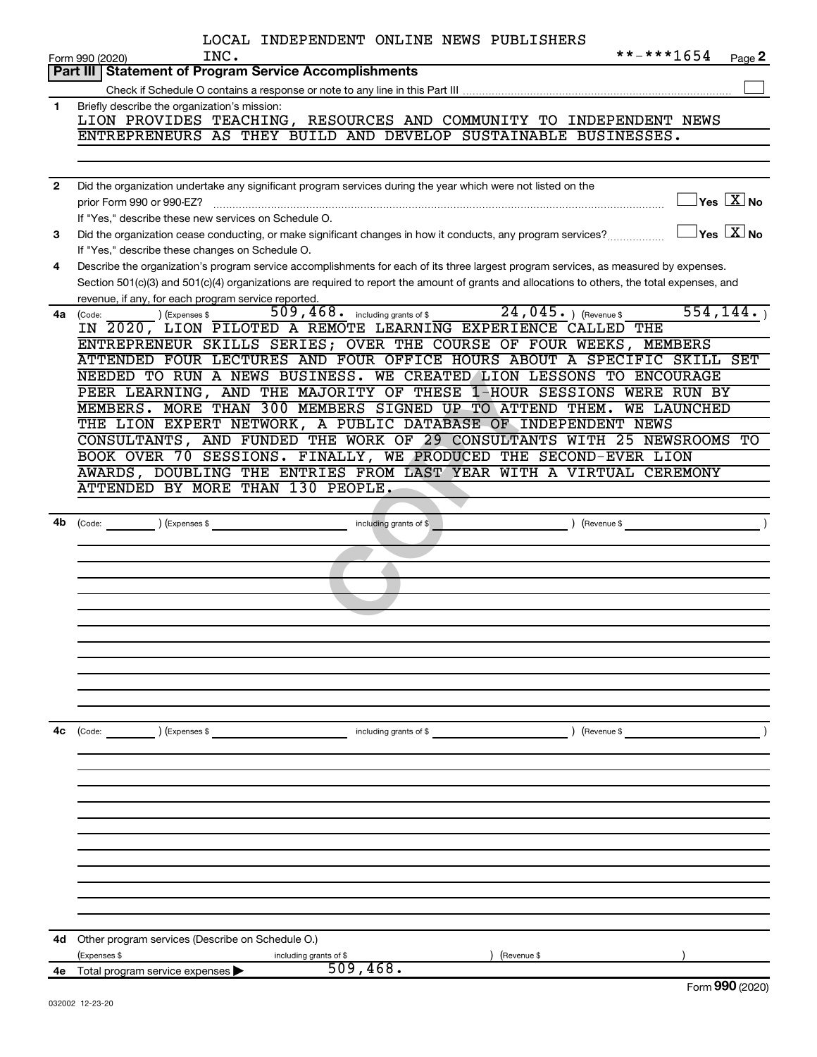LOCAL INDEPENDENT ONLINE NEWS PUBLISHERS INC. **-***1654

Form 990 (2020) Page 2

## Part III | Statement of Program Service Accomplishments

Check if Schedule O contains a response or note to any line in this Part III ☐

**1** Briefly describe the organization's mission:

LION PROVIDES TEACHING, RESOURCES AND COMMUNITY TO INDEPENDENT NEWS ENTREPRENEURS AS THEY BUILD AND DEVELOP SUSTAINABLE BUSINESSES.

**2** Did the organization undertake any significant program services during the year which were not listed on the prior Form 990 or 990-EZ? ☐ Yes ☒ No

If "Yes," describe these new services on Schedule O.

**3** Did the organization cease conducting, or make significant changes in how it conducts, any program services? ☐ Yes ☒ No

If "Yes," describe these changes on Schedule O.

**4** Describe the organization's program service accomplishments for each of its three largest program services, as measured by expenses. Section 501(c)(3) and 501(c)(4) organizations are required to report the amount of grants and allocations to others, the total expenses, and revenue, if any, for each program service reported.

**4a** (Code: ) (Expenses $ 509,468. including grants of $ 24,045. ) (Revenue $ 554,144. )

IN 2020, LION PILOTED A REMOTE LEARNING EXPERIENCE CALLED THE ENTREPRENEUR SKILLS SERIES; OVER THE COURSE OF FOUR WEEKS, MEMBERS ATTENDED FOUR LECTURES AND FOUR OFFICE HOURS ABOUT A SPECIFIC SKILL SET NEEDED TO RUN A NEWS BUSINESS. WE CREATED LION LESSONS TO ENCOURAGE PEER LEARNING, AND THE MAJORITY OF THESE 1-HOUR SESSIONS WERE RUN BY MEMBERS. MORE THAN 300 MEMBERS SIGNED UP TO ATTEND THEM. WE LAUNCHED THE LION EXPERT NETWORK, A PUBLIC DATABASE OF INDEPENDENT NEWS CONSULTANTS, AND FUNDED THE WORK OF 29 CONSULTANTS WITH 25 NEWSROOMS TO BOOK OVER 70 SESSIONS. FINALLY, WE PRODUCED THE SECOND-EVER LION AWARDS, DOUBLING THE ENTRIES FROM LAST YEAR WITH A VIRTUAL CEREMONY ATTENDED BY MORE THAN 130 PEOPLE.

**4b** (Code: ) (Expenses $ including grants of $ ) (Revenue $ )

**4c** (Code: ) (Expenses $ including grants of $ ) (Revenue $ )

**4d** Other program services (Describe on Schedule O.)

(Expenses $ including grants of $ ) (Revenue $ )

**4e** Total program service expenses ▶ 509,468.

Form **990** (2020)

032002 12-23-20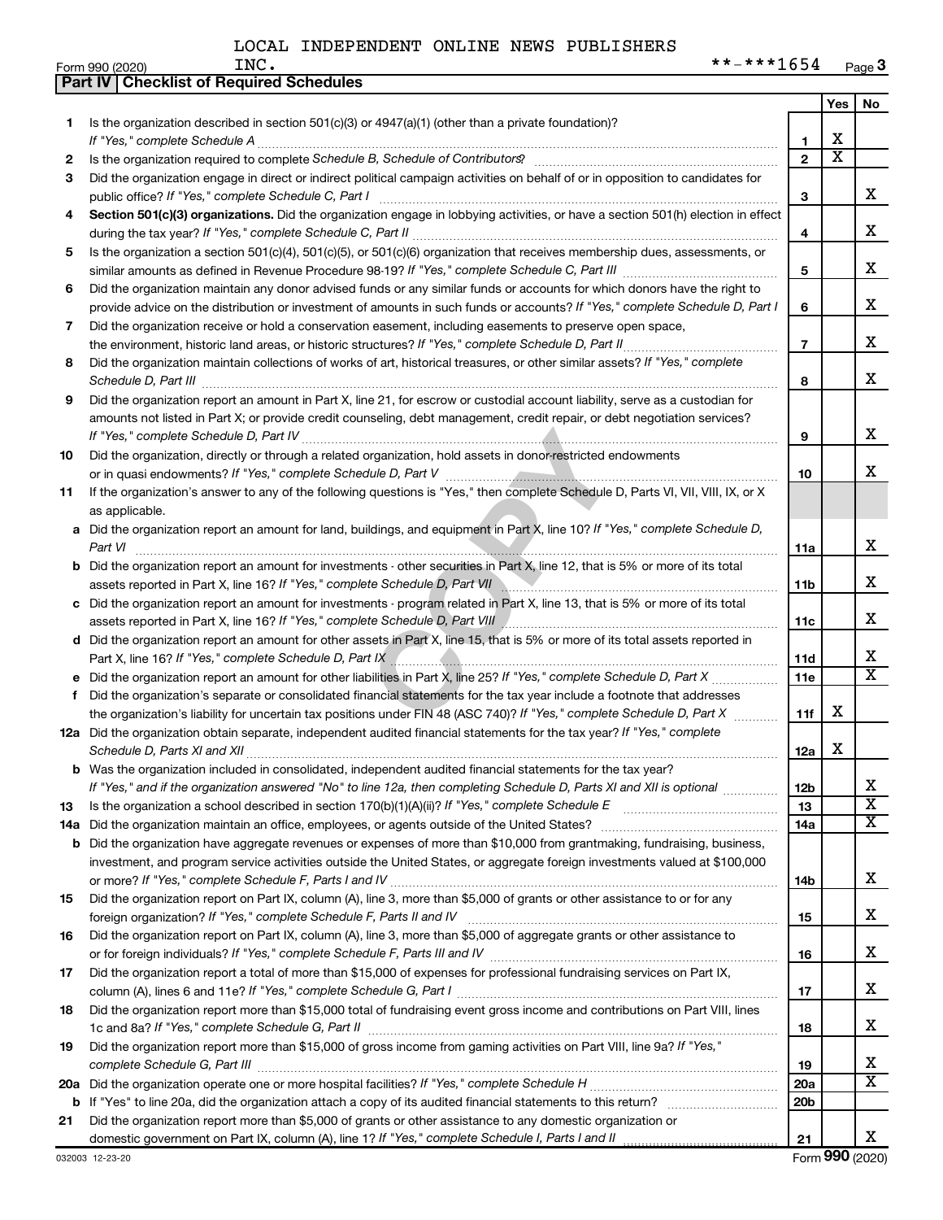LOCAL INDEPENDENT ONLINE NEWS PUBLISHERS INC. **-***1654

Form 990 (2020)

## Part IV | Checklist of Required Schedules

| | | | Yes | No |
|---|---|---|---|---|
| 1 | Is the organization described in section 501(c)(3) or 4947(a)(1) (other than a private foundation)? *If "Yes," complete Schedule A* | 1 | X | |
| 2 | Is the organization required to complete *Schedule B, Schedule of Contributors*? | 2 | X | |
| 3 | Did the organization engage in direct or indirect political campaign activities on behalf of or in opposition to candidates for public office? *If "Yes," complete Schedule C, Part I* | 3 | | X |
| 4 | **Section 501(c)(3) organizations.** Did the organization engage in lobbying activities, or have a section 501(h) election in effect during the tax year? *If "Yes," complete Schedule C, Part II* | 4 | | X |
| 5 | Is the organization a section 501(c)(4), 501(c)(5), or 501(c)(6) organization that receives membership dues, assessments, or similar amounts as defined in Revenue Procedure 98-19? *If "Yes," complete Schedule C, Part III* | 5 | | X |
| 6 | Did the organization maintain any donor advised funds or any similar funds or accounts for which donors have the right to provide advice on the distribution or investment of amounts in such funds or accounts? *If "Yes," complete Schedule D, Part I* | 6 | | X |
| 7 | Did the organization receive or hold a conservation easement, including easements to preserve open space, the environment, historic land areas, or historic structures? *If "Yes," complete Schedule D, Part II* | 7 | | X |
| 8 | Did the organization maintain collections of works of art, historical treasures, or other similar assets? *If "Yes," complete Schedule D, Part III* | 8 | | X |
| 9 | Did the organization report an amount in Part X, line 21, for escrow or custodial account liability, serve as a custodian for amounts not listed in Part X; or provide credit counseling, debt management, credit repair, or debt negotiation services? *If "Yes," complete Schedule D, Part IV* | 9 | | X |
| 10 | Did the organization, directly or through a related organization, hold assets in donor-restricted endowments or in quasi endowments? *If "Yes," complete Schedule D, Part V* | 10 | | X |
| 11 | If the organization's answer to any of the following questions is "Yes," then complete Schedule D, Parts VI, VII, VIII, IX, or X as applicable. | | | |
| a | Did the organization report an amount for land, buildings, and equipment in Part X, line 10? *If "Yes," complete Schedule D, Part VI* | 11a | | X |
| b | Did the organization report an amount for investments - other securities in Part X, line 12, that is 5% or more of its total assets reported in Part X, line 16? *If "Yes," complete Schedule D, Part VII* | 11b | | X |
| c | Did the organization report an amount for investments - program related in Part X, line 13, that is 5% or more of its total assets reported in Part X, line 16? *If "Yes," complete Schedule D, Part VIII* | 11c | | X |
| d | Did the organization report an amount for other assets in Part X, line 15, that is 5% or more of its total assets reported in Part X, line 16? *If "Yes," complete Schedule D, Part IX* | 11d | | X |
| e | Did the organization report an amount for other liabilities in Part X, line 25? *If "Yes," complete Schedule D, Part X* | 11e | | X |
| f | Did the organization's separate or consolidated financial statements for the tax year include a footnote that addresses the organization's liability for uncertain tax positions under FIN 48 (ASC 740)? *If "Yes," complete Schedule D, Part X* | 11f | X | |
| 12a | Did the organization obtain separate, independent audited financial statements for the tax year? *If "Yes," complete Schedule D, Parts XI and XII* | 12a | X | |
| b | Was the organization included in consolidated, independent audited financial statements for the tax year? *If "Yes," and if the organization answered "No" to line 12a, then completing Schedule D, Parts XI and XII is optional* | 12b | | X |
| 13 | Is the organization a school described in section 170(b)(1)(A)(ii)? *If "Yes," complete Schedule E* | 13 | | X |
| 14a | Did the organization maintain an office, employees, or agents outside of the United States? | 14a | | X |
| b | Did the organization have aggregate revenues or expenses of more than $10,000 from grantmaking, fundraising, business, investment, and program service activities outside the United States, or aggregate foreign investments valued at $100,000 or more? *If "Yes," complete Schedule F, Parts I and IV* | 14b | | X |
| 15 | Did the organization report on Part IX, column (A), line 3, more than $5,000 of grants or other assistance to or for any foreign organization? *If "Yes," complete Schedule F, Parts II and IV* | 15 | | X |
| 16 | Did the organization report on Part IX, column (A), line 3, more than $5,000 of aggregate grants or other assistance to or for foreign individuals? *If "Yes," complete Schedule F, Parts III and IV* | 16 | | X |
| 17 | Did the organization report a total of more than $15,000 of expenses for professional fundraising services on Part IX, column (A), lines 6 and 11e? *If "Yes," complete Schedule G, Part I* | 17 | | X |
| 18 | Did the organization report more than $15,000 total of fundraising event gross income and contributions on Part VIII, lines 1c and 8a? *If "Yes," complete Schedule G, Part II* | 18 | | X |
| 19 | Did the organization report more than $15,000 of gross income from gaming activities on Part VIII, line 9a? *If "Yes," complete Schedule G, Part III* | 19 | | X |
| 20a | Did the organization operate one or more hospital facilities? *If "Yes," complete Schedule H* | 20a | | X |
| b | If "Yes" to line 20a, did the organization attach a copy of its audited financial statements to this return? | 20b | | |
| 21 | Did the organization report more than $5,000 of grants or other assistance to any domestic organization or domestic government on Part IX, column (A), line 1? *If "Yes," complete Schedule I, Parts I and II* | 21 | | X |

032003 12-23-20

Form **990** (2020)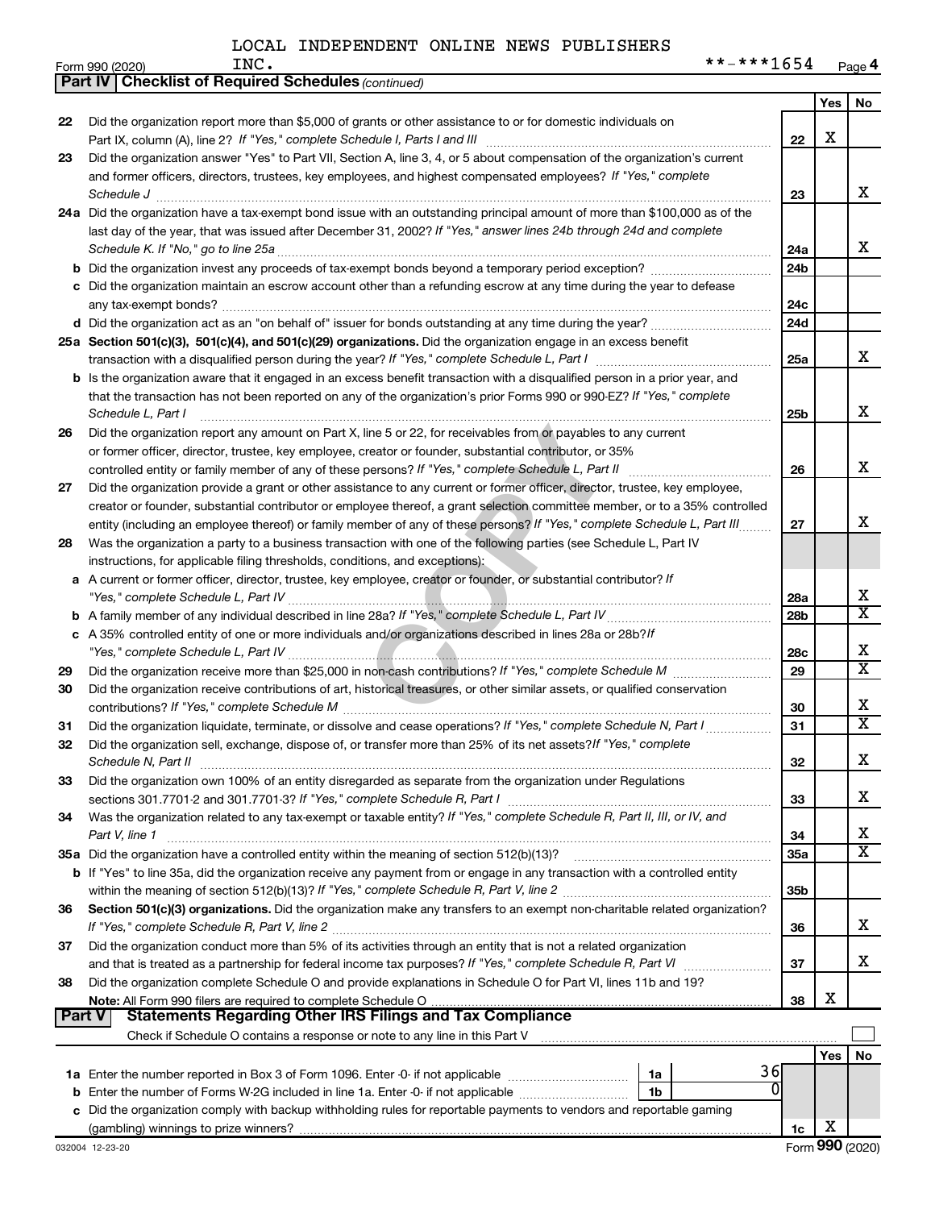LOCAL INDEPENDENT ONLINE NEWS PUBLISHERS INC. **-***1654

Form 990 (2020) Page 4

**Part IV | Checklist of Required Schedules** *(continued)*

| | | | Yes | No |
|---|---|---|---|---|
| 22 | Did the organization report more than $5,000 of grants or other assistance to or for domestic individuals on Part IX, column (A), line 2? *If "Yes," complete Schedule I, Parts I and III* | 22 | X | |
| 23 | Did the organization answer "Yes" to Part VII, Section A, line 3, 4, or 5 about compensation of the organization's current and former officers, directors, trustees, key employees, and highest compensated employees? *If "Yes," complete Schedule J* | 23 | | X |
| 24a | Did the organization have a tax-exempt bond issue with an outstanding principal amount of more than $100,000 as of the last day of the year, that was issued after December 31, 2002? *If "Yes," answer lines 24b through 24d and complete Schedule K. If "No," go to line 25a* | 24a | | X |
| b | Did the organization invest any proceeds of tax-exempt bonds beyond a temporary period exception? | 24b | | |
| c | Did the organization maintain an escrow account other than a refunding escrow at any time during the year to defease any tax-exempt bonds? | 24c | | |
| d | Did the organization act as an "on behalf of" issuer for bonds outstanding at any time during the year? | 24d | | |
| 25a | **Section 501(c)(3), 501(c)(4), and 501(c)(29) organizations.** Did the organization engage in an excess benefit transaction with a disqualified person during the year? *If "Yes," complete Schedule L, Part I* | 25a | | X |
| b | Is the organization aware that it engaged in an excess benefit transaction with a disqualified person in a prior year, and that the transaction has not been reported on any of the organization's prior Forms 990 or 990-EZ? *If "Yes," complete Schedule L, Part I* | 25b | | X |
| 26 | Did the organization report any amount on Part X, line 5 or 22, for receivables from or payables to any current or former officer, director, trustee, key employee, creator or founder, substantial contributor, or 35% controlled entity or family member of any of these persons? *If "Yes," complete Schedule L, Part II* | 26 | | X |
| 27 | Did the organization provide a grant or other assistance to any current or former officer, director, trustee, key employee, creator or founder, substantial contributor or employee thereof, a grant selection committee member, or to a 35% controlled entity (including an employee thereof) or family member of any of these persons? *If "Yes," complete Schedule L, Part III* | 27 | | X |
| 28 | Was the organization a party to a business transaction with one of the following parties (see Schedule L, Part IV instructions, for applicable filing thresholds, conditions, and exceptions): | | | |
| a | A current or former officer, director, trustee, key employee, creator or founder, or substantial contributor? *If "Yes," complete Schedule L, Part IV* | 28a | | X |
| b | A family member of any individual described in line 28a? *If "Yes," complete Schedule L, Part IV* | 28b | | X |
| c | A 35% controlled entity of one or more individuals and/or organizations described in lines 28a or 28b? *If "Yes," complete Schedule L, Part IV* | 28c | | X |
| 29 | Did the organization receive more than $25,000 in non-cash contributions? *If "Yes," complete Schedule M* | 29 | | X |
| 30 | Did the organization receive contributions of art, historical treasures, or other similar assets, or qualified conservation contributions? *If "Yes," complete Schedule M* | 30 | | X |
| 31 | Did the organization liquidate, terminate, or dissolve and cease operations? *If "Yes," complete Schedule N, Part I* | 31 | | X |
| 32 | Did the organization sell, exchange, dispose of, or transfer more than 25% of its net assets? *If "Yes," complete Schedule N, Part II* | 32 | | X |
| 33 | Did the organization own 100% of an entity disregarded as separate from the organization under Regulations sections 301.7701-2 and 301.7701-3? *If "Yes," complete Schedule R, Part I* | 33 | | X |
| 34 | Was the organization related to any tax-exempt or taxable entity? *If "Yes," complete Schedule R, Part II, III, or IV, and Part V, line 1* | 34 | | X |
| 35a | Did the organization have a controlled entity within the meaning of section 512(b)(13)? | 35a | | X |
| b | If "Yes" to line 35a, did the organization receive any payment from or engage in any transaction with a controlled entity within the meaning of section 512(b)(13)? *If "Yes," complete Schedule R, Part V, line 2* | 35b | | |
| 36 | **Section 501(c)(3) organizations.** Did the organization make any transfers to an exempt non-charitable related organization? *If "Yes," complete Schedule R, Part V, line 2* | 36 | | X |
| 37 | Did the organization conduct more than 5% of its activities through an entity that is not a related organization and that is treated as a partnership for federal income tax purposes? *If "Yes," complete Schedule R, Part VI* | 37 | | X |
| 38 | Did the organization complete Schedule O and provide explanations in Schedule O for Part VI, lines 11b and 19? **Note:** All Form 990 filers are required to complete Schedule O | 38 | X | |

**Part V | Statements Regarding Other IRS Filings and Tax Compliance**

Check if Schedule O contains a response or note to any line in this Part V

| | | | | | Yes | No |
|---|---|---|---|---|---|---|
| 1a | Enter the number reported in Box 3 of Form 1096. Enter -0- if not applicable | 1a | 36 | | | |
| b | Enter the number of Forms W-2G included in line 1a. Enter -0- if not applicable | 1b | 0 | | | |
| c | Did the organization comply with backup withholding rules for reportable payments to vendors and reportable gaming (gambling) winnings to prize winners? | | | 1c | X | |

032004 12-23-20 Form **990** (2020)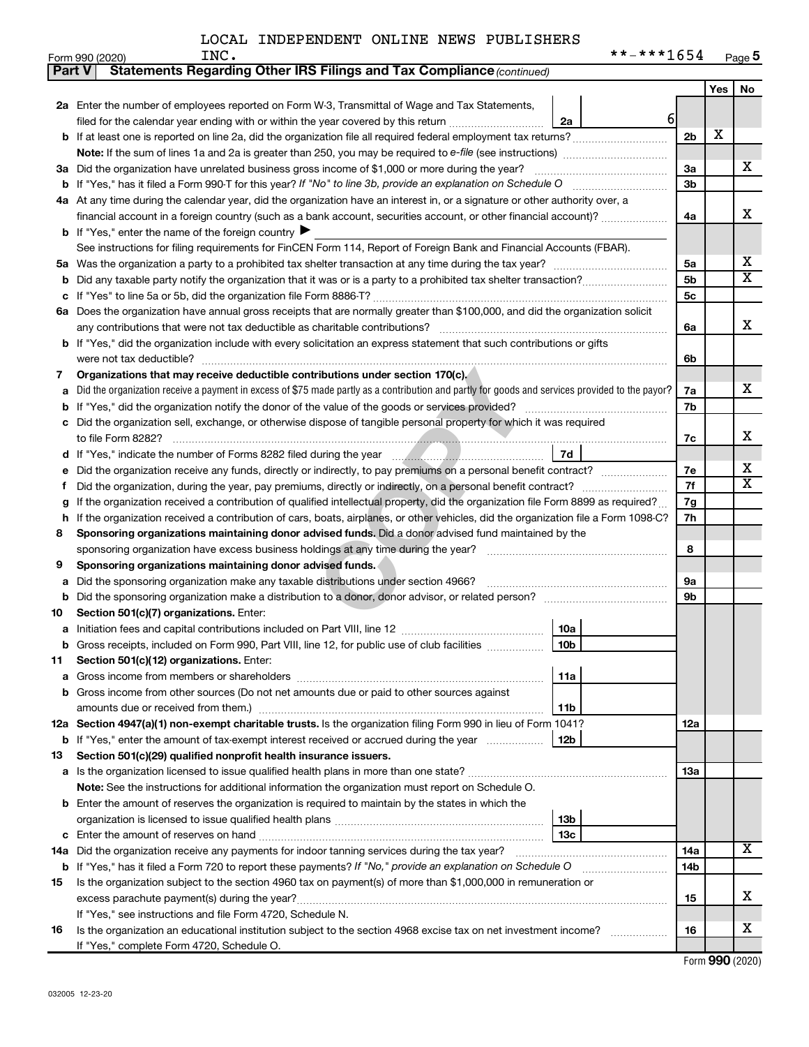LOCAL INDEPENDENT ONLINE NEWS PUBLISHERS

Form 990 (2020) INC. **-***1654 Page 5

**Part V Statements Regarding Other IRS Filings and Tax Compliance** *(continued)*

| | | | Line | Yes | No |
|---|---|---|---|---|---|
| **2a** | Enter the number of employees reported on Form W-3, Transmittal of Wage and Tax Statements, filed for the calendar year ending with or within the year covered by this return | 2a: 6 | | | |
| **b** | If at least one is reported on line 2a, did the organization file all required federal employment tax returns? | | 2b | X | |
| | **Note:** If the sum of lines 1a and 2a is greater than 250, you may be required to *e-file* (see instructions) | | | | |
| **3a** | Did the organization have unrelated business gross income of $1,000 or more during the year? | | 3a | | X |
| **b** | If "Yes," has it filed a Form 990-T for this year? *If "No" to line 3b, provide an explanation on Schedule O* | | 3b | | |
| **4a** | At any time during the calendar year, did the organization have an interest in, or a signature or other authority over, a financial account in a foreign country (such as a bank account, securities account, or other financial account)? | | 4a | | X |
| **b** | If "Yes," enter the name of the foreign country ▶ | | | | |
| | See instructions for filing requirements for FinCEN Form 114, Report of Foreign Bank and Financial Accounts (FBAR). | | | | |
| **5a** | Was the organization a party to a prohibited tax shelter transaction at any time during the tax year? | | 5a | | X |
| **b** | Did any taxable party notify the organization that it was or is a party to a prohibited tax shelter transaction? | | 5b | | X |
| **c** | If "Yes" to line 5a or 5b, did the organization file Form 8886-T? | | 5c | | |
| **6a** | Does the organization have annual gross receipts that are normally greater than $100,000, and did the organization solicit any contributions that were not tax deductible as charitable contributions? | | 6a | | X |
| **b** | If "Yes," did the organization include with every solicitation an express statement that such contributions or gifts were not tax deductible? | | 6b | | |
| **7** | **Organizations that may receive deductible contributions under section 170(c).** | | | | |
| **a** | Did the organization receive a payment in excess of $75 made partly as a contribution and partly for goods and services provided to the payor? | | 7a | | X |
| **b** | If "Yes," did the organization notify the donor of the value of the goods or services provided? | | 7b | | |
| **c** | Did the organization sell, exchange, or otherwise dispose of tangible personal property for which it was required to file Form 8282? | | 7c | | X |
| **d** | If "Yes," indicate the number of Forms 8282 filed during the year | 7d | | | |
| **e** | Did the organization receive any funds, directly or indirectly, to pay premiums on a personal benefit contract? | | 7e | | X |
| **f** | Did the organization, during the year, pay premiums, directly or indirectly, on a personal benefit contract? | | 7f | | X |
| **g** | If the organization received a contribution of qualified intellectual property, did the organization file Form 8899 as required? | | 7g | | |
| **h** | If the organization received a contribution of cars, boats, airplanes, or other vehicles, did the organization file a Form 1098-C? | | 7h | | |
| **8** | **Sponsoring organizations maintaining donor advised funds.** Did a donor advised fund maintained by the sponsoring organization have excess business holdings at any time during the year? | | 8 | | |
| **9** | **Sponsoring organizations maintaining donor advised funds.** | | | | |
| **a** | Did the sponsoring organization make any taxable distributions under section 4966? | | 9a | | |
| **b** | Did the sponsoring organization make a distribution to a donor, donor advisor, or related person? | | 9b | | |
| **10** | **Section 501(c)(7) organizations.** Enter: | | | | |
| **a** | Initiation fees and capital contributions included on Part VIII, line 12 | 10a | | | |
| **b** | Gross receipts, included on Form 990, Part VIII, line 12, for public use of club facilities | 10b | | | |
| **11** | **Section 501(c)(12) organizations.** Enter: | | | | |
| **a** | Gross income from members or shareholders | 11a | | | |
| **b** | Gross income from other sources (Do not net amounts due or paid to other sources against amounts due or received from them.) | 11b | | | |
| **12a** | **Section 4947(a)(1) non-exempt charitable trusts.** Is the organization filing Form 990 in lieu of Form 1041? | | 12a | | |
| **b** | If "Yes," enter the amount of tax-exempt interest received or accrued during the year | 12b | | | |
| **13** | **Section 501(c)(29) qualified nonprofit health insurance issuers.** | | | | |
| **a** | Is the organization licensed to issue qualified health plans in more than one state? | | 13a | | |
| | **Note:** See the instructions for additional information the organization must report on Schedule O. | | | | |
| **b** | Enter the amount of reserves the organization is required to maintain by the states in which the organization is licensed to issue qualified health plans | 13b | | | |
| **c** | Enter the amount of reserves on hand | 13c | | | |
| **14a** | Did the organization receive any payments for indoor tanning services during the tax year? | | 14a | | X |
| **b** | If "Yes," has it filed a Form 720 to report these payments? *If "No," provide an explanation on Schedule O* | | 14b | | |
| **15** | Is the organization subject to the section 4960 tax on payment(s) of more than $1,000,000 in remuneration or excess parachute payment(s) during the year? | | 15 | | X |
| | If "Yes," see instructions and file Form 4720, Schedule N. | | | | |
| **16** | Is the organization an educational institution subject to the section 4968 excise tax on net investment income? | | 16 | | X |
| | If "Yes," complete Form 4720, Schedule O. | | | | |

Form **990** (2020)

032005 12-23-20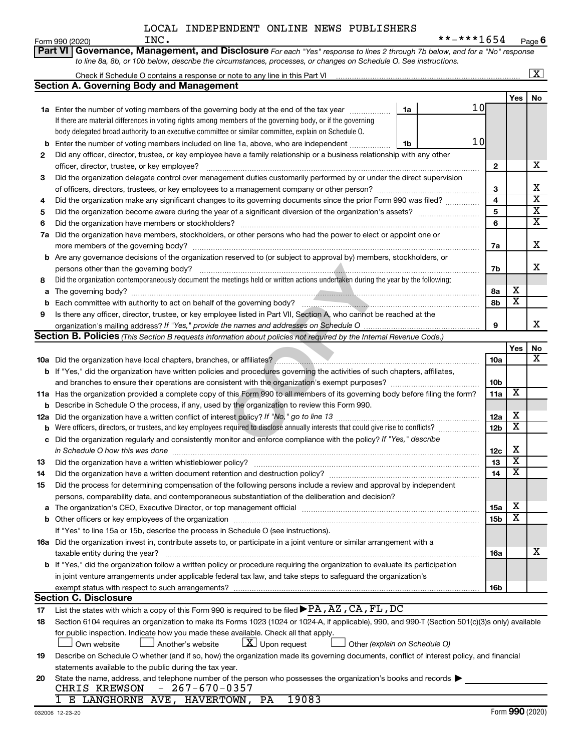LOCAL INDEPENDENT ONLINE NEWS PUBLISHERS INC. **-***1654

Form 990 (2020)

**Part VI Governance, Management, and Disclosure** *For each "Yes" response to lines 2 through 7b below, and for a "No" response to line 8a, 8b, or 10b below, describe the circumstances, processes, or changes on Schedule O. See instructions.*

Check if Schedule O contains a response or note to any line in this Part VI [X]

## Section A. Governing Body and Management

| | | | | Yes | No |
|---|---|---|---|---|---|
| 1a | Enter the number of voting members of the governing body at the end of the tax year (1a) | 10 | | | |
| | If there are material differences in voting rights among members of the governing body, or if the governing body delegated broad authority to an executive committee or similar committee, explain on Schedule O. | | | | |
| b | Enter the number of voting members included on line 1a, above, who are independent (1b) | 10 | | | |
| 2 | Did any officer, director, trustee, or key employee have a family relationship or a business relationship with any other officer, director, trustee, or key employee? | | 2 | | X |
| 3 | Did the organization delegate control over management duties customarily performed by or under the direct supervision of officers, directors, trustees, or key employees to a management company or other person? | | 3 | | X |
| 4 | Did the organization make any significant changes to its governing documents since the prior Form 990 was filed? | | 4 | | X |
| 5 | Did the organization become aware during the year of a significant diversion of the organization's assets? | | 5 | | X |
| 6 | Did the organization have members or stockholders? | | 6 | | X |
| 7a | Did the organization have members, stockholders, or other persons who had the power to elect or appoint one or more members of the governing body? | | 7a | | X |
| b | Are any governance decisions of the organization reserved to (or subject to approval by) members, stockholders, or persons other than the governing body? | | 7b | | X |
| 8 | Did the organization contemporaneously document the meetings held or written actions undertaken during the year by the following: | | | | |
| a | The governing body? | | 8a | X | |
| b | Each committee with authority to act on behalf of the governing body? | | 8b | X | |
| 9 | Is there any officer, director, trustee, or key employee listed in Part VII, Section A, who cannot be reached at the organization's mailing address? *If "Yes," provide the names and addresses on Schedule O* | | 9 | | X |

## Section B. Policies *(This Section B requests information about policies not required by the Internal Revenue Code.)*

| | | | Yes | No |
|---|---|---|---|---|
| 10a | Did the organization have local chapters, branches, or affiliates? | 10a | | X |
| b | If "Yes," did the organization have written policies and procedures governing the activities of such chapters, affiliates, and branches to ensure their operations are consistent with the organization's exempt purposes? | 10b | | |
| 11a | Has the organization provided a complete copy of this Form 990 to all members of its governing body before filing the form? | 11a | X | |
| b | Describe in Schedule O the process, if any, used by the organization to review this Form 990. | | | |
| 12a | Did the organization have a written conflict of interest policy? *If "No," go to line 13* | 12a | X | |
| b | Were officers, directors, or trustees, and key employees required to disclose annually interests that could give rise to conflicts? | 12b | X | |
| c | Did the organization regularly and consistently monitor and enforce compliance with the policy? *If "Yes," describe in Schedule O how this was done* | 12c | X | |
| 13 | Did the organization have a written whistleblower policy? | 13 | X | |
| 14 | Did the organization have a written document retention and destruction policy? | 14 | X | |
| 15 | Did the process for determining compensation of the following persons include a review and approval by independent persons, comparability data, and contemporaneous substantiation of the deliberation and decision? | | | |
| a | The organization's CEO, Executive Director, or top management official | 15a | X | |
| b | Other officers or key employees of the organization | 15b | X | |
| | If "Yes" to line 15a or 15b, describe the process in Schedule O (see instructions). | | | |
| 16a | Did the organization invest in, contribute assets to, or participate in a joint venture or similar arrangement with a taxable entity during the year? | 16a | | X |
| b | If "Yes," did the organization follow a written policy or procedure requiring the organization to evaluate its participation in joint venture arrangements under applicable federal tax law, and take steps to safeguard the organization's exempt status with respect to such arrangements? | 16b | | |

## Section C. Disclosure

17 List the states with which a copy of this Form 990 is required to be filed ▶ PA, AZ, CA, FL, DC

18 Section 6104 requires an organization to make its Forms 1023 (1024 or 1024-A, if applicable), 990, and 990-T (Section 501(c)(3)s only) available for public inspection. Indicate how you made these available. Check all that apply.

[ ] Own website [ ] Another's website [X] Upon request [ ] Other *(explain on Schedule O)*

19 Describe on Schedule O whether (and if so, how) the organization made its governing documents, conflict of interest policy, and financial statements available to the public during the tax year.

20 State the name, address, and telephone number of the person who possesses the organization's books and records ▶

CHRIS KREWSON - 267-670-0357
1 E LANGHORNE AVE, HAVERTOWN, PA 19083

032006 12-23-20

Form **990** (2020)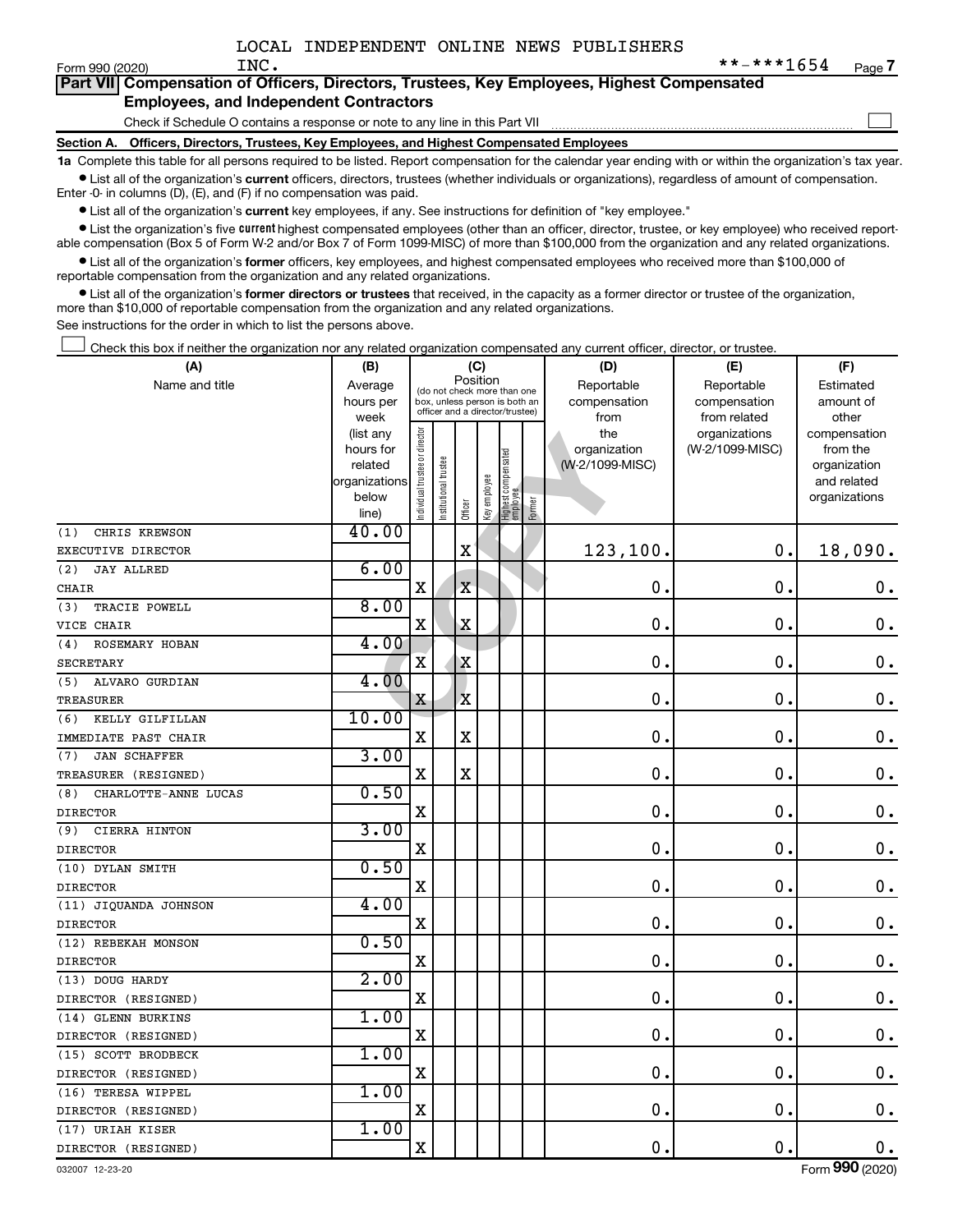LOCAL INDEPENDENT ONLINE NEWS PUBLISHERS INC. **-***1654

Form 990 (2020) Page 7

## Part VII Compensation of Officers, Directors, Trustees, Key Employees, Highest Compensated Employees, and Independent Contractors

Check if Schedule O contains a response or note to any line in this Part VII

### Section A. Officers, Directors, Trustees, Key Employees, and Highest Compensated Employees

**1a** Complete this table for all persons required to be listed. Report compensation for the calendar year ending with or within the organization's tax year.

- List all of the organization's **current** officers, directors, trustees (whether individuals or organizations), regardless of amount of compensation. Enter -0- in columns (D), (E), and (F) if no compensation was paid.
- List all of the organization's **current** key employees, if any. See instructions for definition of "key employee."
- List the organization's five **current** highest compensated employees (other than an officer, director, trustee, or key employee) who received reportable compensation (Box 5 of Form W-2 and/or Box 7 of Form 1099-MISC) of more than $100,000 from the organization and any related organizations.
- List all of the organization's **former** officers, key employees, and highest compensated employees who received more than $100,000 of reportable compensation from the organization and any related organizations.
- List all of the organization's **former directors or trustees** that received, in the capacity as a former director or trustee of the organization, more than $10,000 of reportable compensation from the organization and any related organizations.

See instructions for the order in which to list the persons above.

Check this box if neither the organization nor any related organization compensated any current officer, director, or trustee.

| (A) Name and title | (B) Average hours per week (list any hours for related organizations below line) | (C) Position: Individual trustee or director | Institutional trustee | Officer | Key employee | Highest compensated employee | Former | (D) Reportable compensation from the organization (W-2/1099-MISC) | (E) Reportable compensation from related organizations (W-2/1099-MISC) | (F) Estimated amount of other compensation from the organization and related organizations |
|---|---|---|---|---|---|---|---|---|---|---|
| (1) CHRIS KREWSON<br>EXECUTIVE DIRECTOR | 40.00 | | | X | | | | 123,100. | 0. | 18,090. |
| (2) JAY ALLRED<br>CHAIR | 6.00 | X | | X | | | | 0. | 0. | 0. |
| (3) TRACIE POWELL<br>VICE CHAIR | 8.00 | X | | X | | | | 0. | 0. | 0. |
| (4) ROSEMARY HOBAN<br>SECRETARY | 4.00 | X | | X | | | | 0. | 0. | 0. |
| (5) ALVARO GURDIAN<br>TREASURER | 4.00 | X | | X | | | | 0. | 0. | 0. |
| (6) KELLY GILFILLAN<br>IMMEDIATE PAST CHAIR | 10.00 | X | | X | | | | 0. | 0. | 0. |
| (7) JAN SCHAFFER<br>TREASURER (RESIGNED) | 3.00 | X | | X | | | | 0. | 0. | 0. |
| (8) CHARLOTTE-ANNE LUCAS<br>DIRECTOR | 0.50 | X | | | | | | 0. | 0. | 0. |
| (9) CIERRA HINTON<br>DIRECTOR | 3.00 | X | | | | | | 0. | 0. | 0. |
| (10) DYLAN SMITH<br>DIRECTOR | 0.50 | X | | | | | | 0. | 0. | 0. |
| (11) JIQUANDA JOHNSON<br>DIRECTOR | 4.00 | X | | | | | | 0. | 0. | 0. |
| (12) REBEKAH MONSON<br>DIRECTOR | 0.50 | X | | | | | | 0. | 0. | 0. |
| (13) DOUG HARDY<br>DIRECTOR (RESIGNED) | 2.00 | X | | | | | | 0. | 0. | 0. |
| (14) GLENN BURKINS<br>DIRECTOR (RESIGNED) | 1.00 | X | | | | | | 0. | 0. | 0. |
| (15) SCOTT BRODBECK<br>DIRECTOR (RESIGNED) | 1.00 | X | | | | | | 0. | 0. | 0. |
| (16) TERESA WIPPEL<br>DIRECTOR (RESIGNED) | 1.00 | X | | | | | | 0. | 0. | 0. |
| (17) URIAH KISER<br>DIRECTOR (RESIGNED) | 1.00 | X | | | | | | 0. | 0. | 0. |

032007 12-23-20 Form 990 (2020)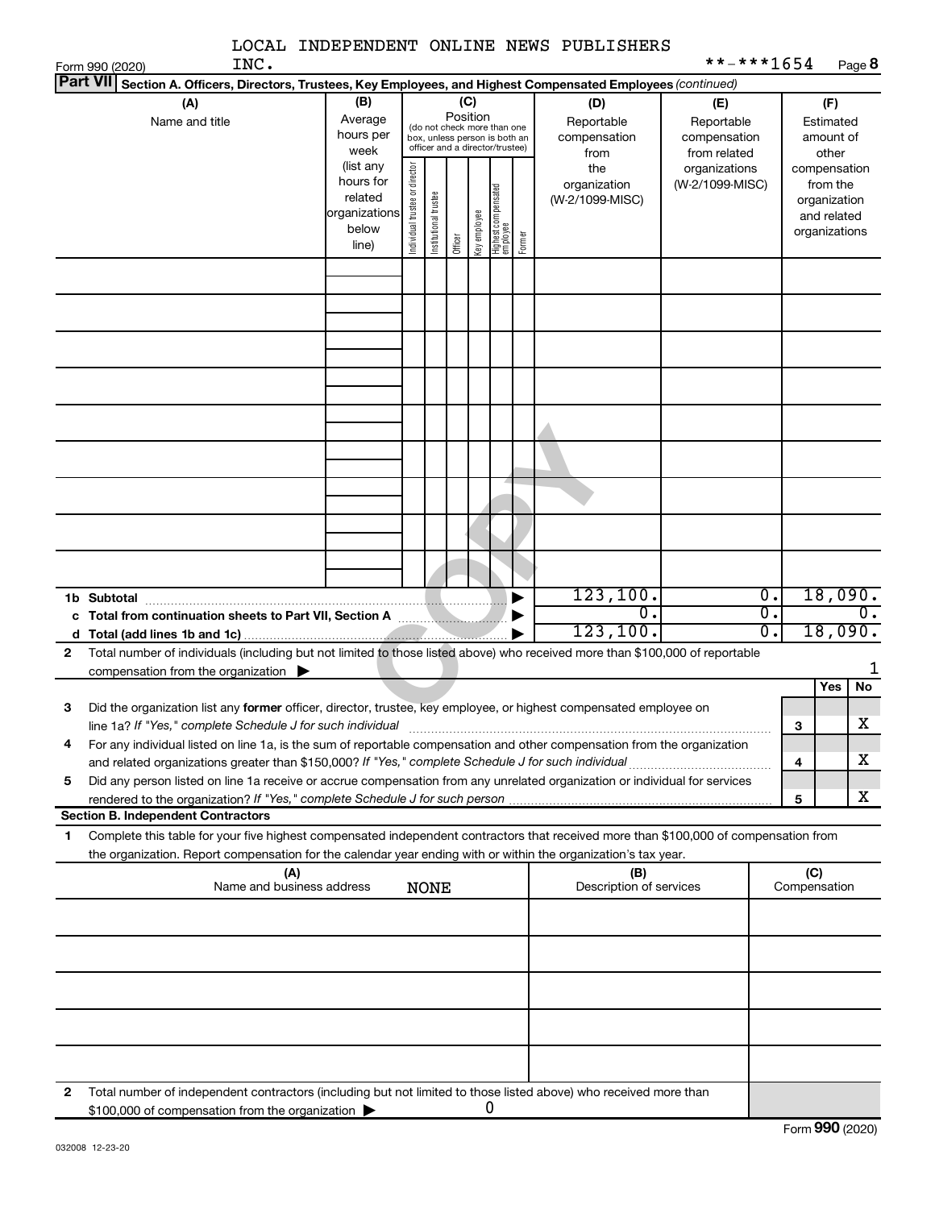LOCAL INDEPENDENT ONLINE NEWS PUBLISHERS INC. **-***1654

Form 990 (2020) Page 8

**Part VII Section A. Officers, Directors, Trustees, Key Employees, and Highest Compensated Employees** *(continued)*

| (A) Name and title | (B) Average hours per week (list any hours for related organizations below line) | (C) Position (do not check more than one box, unless person is both an officer and a director/trustee) Individual trustee or director | Institutional trustee | Officer | Key employee | Highest compensated employee | Former | (D) Reportable compensation from the organization (W-2/1099-MISC) | (E) Reportable compensation from related organizations (W-2/1099-MISC) | (F) Estimated amount of other compensation from the organization and related organizations |
|---|---|---|---|---|---|---|---|---|---|---|
| | | | | | | | | | | |
| | | | | | | | | | | |
| | | | | | | | | | | |
| | | | | | | | | | | |
| | | | | | | | | | | |
| | | | | | | | | | | |
| | | | | | | | | | | |
| | | | | | | | | | | |
| | | | | | | | | | | |
| **1b Subtotal** | | | | | | | | 123,100. | 0. | 18,090. |
| **c Total from continuation sheets to Part VII, Section A** | | | | | | | | 0. | 0. | 0. |
| **d Total (add lines 1b and 1c)** | | | | | | | | 123,100. | 0. | 18,090. |

**2** Total number of individuals (including but not limited to those listed above) who received more than $100,000 of reportable compensation from the organization ▶ 1

| | | | Yes | No |
|---|---|---|---|---|
| **3** | Did the organization list any **former** officer, director, trustee, key employee, or highest compensated employee on line 1a? *If "Yes," complete Schedule J for such individual* | 3 | | X |
| **4** | For any individual listed on line 1a, is the sum of reportable compensation and other compensation from the organization and related organizations greater than $150,000? *If "Yes," complete Schedule J for such individual* | 4 | | X |
| **5** | Did any person listed on line 1a receive or accrue compensation from any unrelated organization or individual for services rendered to the organization? *If "Yes," complete Schedule J for such person* | 5 | | X |

**Section B. Independent Contractors**

**1** Complete this table for your five highest compensated independent contractors that received more than $100,000 of compensation from the organization. Report compensation for the calendar year ending with or within the organization's tax year.

| (A) Name and business address | (B) Description of services | (C) Compensation |
|---|---|---|
| NONE | | |
| | | |
| | | |
| | | |
| | | |

**2** Total number of independent contractors (including but not limited to those listed above) who received more than $100,000 of compensation from the organization ▶ 0

Form **990** (2020)

032008 12-23-20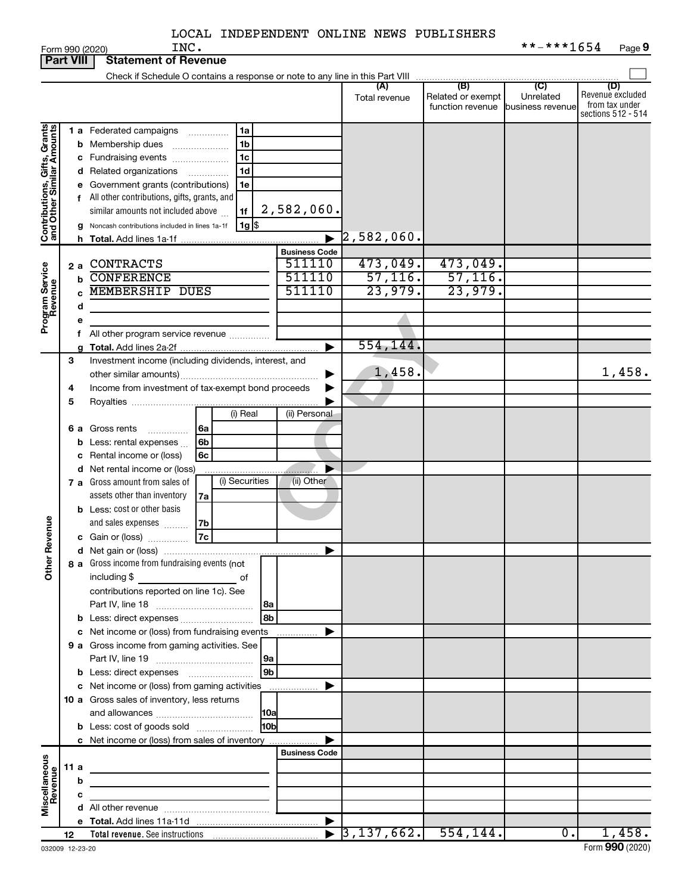LOCAL INDEPENDENT ONLINE NEWS PUBLISHERS INC.

Form 990 (2020) **-***1654 Page 9

**Part VIII Statement of Revenue**

Check if Schedule O contains a response or note to any line in this Part VIII

| | | | | (A) Total revenue | (B) Related or exempt function revenue | (C) Unrelated business revenue | (D) Revenue excluded from tax under sections 512 - 514 |
|---|---|---|---|---|---|---|---|
| **Contributions, Gifts, Grants and Other Similar Amounts** | 1a Federated campaigns | 1a | | | | | |
| | b Membership dues | 1b | | | | | |
| | c Fundraising events | 1c | | | | | |
| | d Related organizations | 1d | | | | | |
| | e Government grants (contributions) | 1e | | | | | |
| | f All other contributions, gifts, grants, and similar amounts not included above | 1f | 2,582,060. | | | | |
| | g Noncash contributions included in lines 1a-1f | 1g $ | | | | | |
| | h Total. Add lines 1a-1f | | | 2,582,060. | | | |
| **Program Service Revenue** | | | Business Code | | | | |
| | 2a CONTRACTS | | 511110 | 473,049. | 473,049. | | |
| | b CONFERENCE | | 511110 | 57,116. | 57,116. | | |
| | c MEMBERSHIP DUES | | 511110 | 23,979. | 23,979. | | |
| | d | | | | | | |
| | e | | | | | | |
| | f All other program service revenue | | | | | | |
| | g Total. Add lines 2a-2f | | | 554,144. | | | |
| **Other Revenue** | 3 Investment income (including dividends, interest, and other similar amounts) | | | 1,458. | | | 1,458. |
| | 4 Income from investment of tax-exempt bond proceeds | | | | | | |
| | 5 Royalties | | | | | | |
| | | (i) Real | (ii) Personal | | | | |
| | 6a Gross rents | 6a | | | | | |
| | b Less: rental expenses | 6b | | | | | |
| | c Rental income or (loss) | 6c | | | | | |
| | d Net rental income or (loss) | | | | | | |
| | | (i) Securities | (ii) Other | | | | |
| | 7a Gross amount from sales of assets other than inventory | 7a | | | | | |
| | b Less: cost or other basis and sales expenses | 7b | | | | | |
| | c Gain or (loss) | 7c | | | | | |
| | d Net gain or (loss) | | | | | | |
| | 8a Gross income from fundraising events (not including $ of contributions reported on line 1c). See Part IV, line 18 | 8a | | | | | |
| | b Less: direct expenses | 8b | | | | | |
| | c Net income or (loss) from fundraising events | | | | | | |
| | 9a Gross income from gaming activities. See Part IV, line 19 | 9a | | | | | |
| | b Less: direct expenses | 9b | | | | | |
| | c Net income or (loss) from gaming activities | | | | | | |
| | 10a Gross sales of inventory, less returns and allowances | 10a | | | | | |
| | b Less: cost of goods sold | 10b | | | | | |
| | c Net income or (loss) from sales of inventory | | | | | | |
| **Miscellaneous Revenue** | | | Business Code | | | | |
| | 11a | | | | | | |
| | b | | | | | | |
| | c | | | | | | |
| | d All other revenue | | | | | | |
| | e Total. Add lines 11a-11d | | | | | | |
| | 12 Total revenue. See instructions | | | 3,137,662. | 554,144. | 0. | 1,458. |

032009 12-23-20 Form **990** (2020)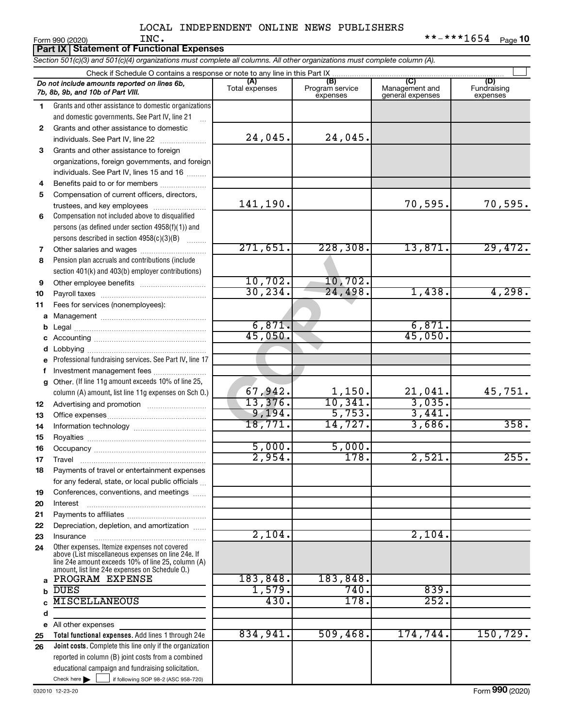LOCAL INDEPENDENT ONLINE NEWS PUBLISHERS INC.

Form 990 (2020) **-***1654 Page 10

**Part IX Statement of Functional Expenses**

*Section 501(c)(3) and 501(c)(4) organizations must complete all columns. All other organizations must complete column (A).*

Check if Schedule O contains a response or note to any line in this Part IX

| | *Do not include amounts reported on lines 6b, 7b, 8b, 9b, and 10b of Part VIII.* | (A) Total expenses | (B) Program service expenses | (C) Management and general expenses | (D) Fundraising expenses |
|---|---|---|---|---|---|
| 1 | Grants and other assistance to domestic organizations and domestic governments. See Part IV, line 21 | | | | |
| 2 | Grants and other assistance to domestic individuals. See Part IV, line 22 | 24,045. | 24,045. | | |
| 3 | Grants and other assistance to foreign organizations, foreign governments, and foreign individuals. See Part IV, lines 15 and 16 | | | | |
| 4 | Benefits paid to or for members | | | | |
| 5 | Compensation of current officers, directors, trustees, and key employees | 141,190. | | 70,595. | 70,595. |
| 6 | Compensation not included above to disqualified persons (as defined under section 4958(f)(1)) and persons described in section 4958(c)(3)(B) | | | | |
| 7 | Other salaries and wages | 271,651. | 228,308. | 13,871. | 29,472. |
| 8 | Pension plan accruals and contributions (include section 401(k) and 403(b) employer contributions) | | | | |
| 9 | Other employee benefits | 10,702. | 10,702. | | |
| 10 | Payroll taxes | 30,234. | 24,498. | 1,438. | 4,298. |
| 11 | Fees for services (nonemployees): | | | | |
| a | Management | | | | |
| b | Legal | 6,871. | | 6,871. | |
| c | Accounting | 45,050. | | 45,050. | |
| d | Lobbying | | | | |
| e | Professional fundraising services. See Part IV, line 17 | | | | |
| f | Investment management fees | | | | |
| g | Other. (If line 11g amount exceeds 10% of line 25, column (A) amount, list line 11g expenses on Sch O.) | 67,942. | 1,150. | 21,041. | 45,751. |
| 12 | Advertising and promotion | 13,376. | 10,341. | 3,035. | |
| 13 | Office expenses | 9,194. | 5,753. | 3,441. | |
| 14 | Information technology | 18,771. | 14,727. | 3,686. | 358. |
| 15 | Royalties | | | | |
| 16 | Occupancy | 5,000. | 5,000. | | |
| 17 | Travel | 2,954. | 178. | 2,521. | 255. |
| 18 | Payments of travel or entertainment expenses for any federal, state, or local public officials | | | | |
| 19 | Conferences, conventions, and meetings | | | | |
| 20 | Interest | | | | |
| 21 | Payments to affiliates | | | | |
| 22 | Depreciation, depletion, and amortization | | | | |
| 23 | Insurance | 2,104. | | 2,104. | |
| 24 | Other expenses. Itemize expenses not covered above (List miscellaneous expenses on line 24e. If line 24e amount exceeds 10% of line 25, column (A) amount, list line 24e expenses on Schedule O.) | | | | |
| a | PROGRAM EXPENSE | 183,848. | 183,848. | | |
| b | DUES | 1,579. | 740. | 839. | |
| c | MISCELLANEOUS | 430. | 178. | 252. | |
| d | | | | | |
| e | All other expenses | | | | |
| 25 | **Total functional expenses.** Add lines 1 through 24e | 834,941. | 509,468. | 174,744. | 150,729. |
| 26 | **Joint costs.** Complete this line only if the organization reported in column (B) joint costs from a combined educational campaign and fundraising solicitation. Check here ☐ if following SOP 98-2 (ASC 958-720) | | | | |

032010 12-23-20 Form **990** (2020)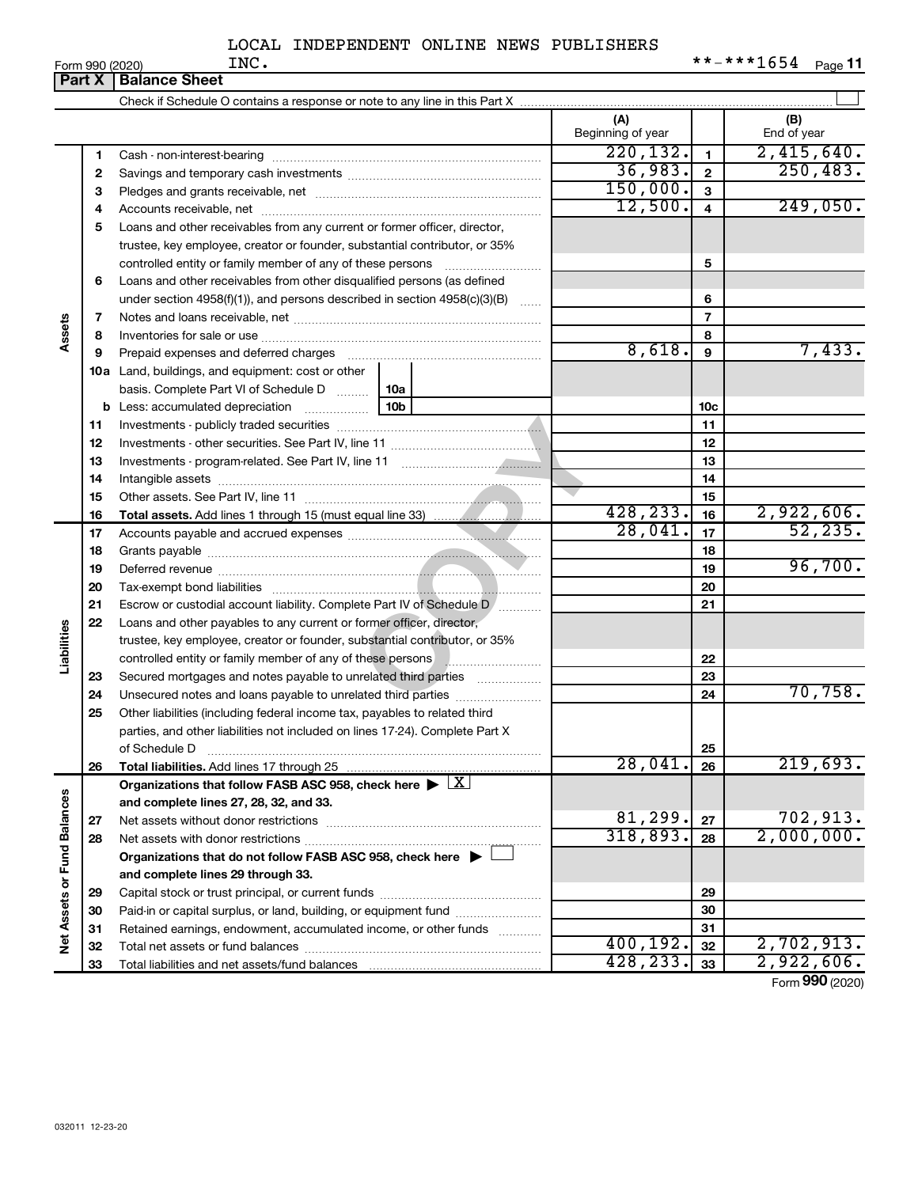LOCAL INDEPENDENT ONLINE NEWS PUBLISHERS INC.

Form 990 (2020) **-***1654

## Part X Balance Sheet

Check if Schedule O contains a response or note to any line in this Part X

| | | | (A) Beginning of year | | (B) End of year |
|---|---|---|---|---|---|
| Assets | 1 | Cash - non-interest-bearing | 220,132. | 1 | 2,415,640. |
| | 2 | Savings and temporary cash investments | 36,983. | 2 | 250,483. |
| | 3 | Pledges and grants receivable, net | 150,000. | 3 | |
| | 4 | Accounts receivable, net | 12,500. | 4 | 249,050. |
| | 5 | Loans and other receivables from any current or former officer, director, trustee, key employee, creator or founder, substantial contributor, or 35% controlled entity or family member of any of these persons | | 5 | |
| | 6 | Loans and other receivables from other disqualified persons (as defined under section 4958(f)(1)), and persons described in section 4958(c)(3)(B) | | 6 | |
| | 7 | Notes and loans receivable, net | | 7 | |
| | 8 | Inventories for sale or use | | 8 | |
| | 9 | Prepaid expenses and deferred charges | 8,618. | 9 | 7,433. |
| | 10a | Land, buildings, and equipment: cost or other basis. Complete Part VI of Schedule D (10a) | | | |
| | b | Less: accumulated depreciation (10b) | | 10c | |
| | 11 | Investments - publicly traded securities | | 11 | |
| | 12 | Investments - other securities. See Part IV, line 11 | | 12 | |
| | 13 | Investments - program-related. See Part IV, line 11 | | 13 | |
| | 14 | Intangible assets | | 14 | |
| | 15 | Other assets. See Part IV, line 11 | | 15 | |
| | 16 | **Total assets.** Add lines 1 through 15 (must equal line 33) | 428,233. | 16 | 2,922,606. |
| Liabilities | 17 | Accounts payable and accrued expenses | 28,041. | 17 | 52,235. |
| | 18 | Grants payable | | 18 | |
| | 19 | Deferred revenue | | 19 | 96,700. |
| | 20 | Tax-exempt bond liabilities | | 20 | |
| | 21 | Escrow or custodial account liability. Complete Part IV of Schedule D | | 21 | |
| | 22 | Loans and other payables to any current or former officer, director, trustee, key employee, creator or founder, substantial contributor, or 35% controlled entity or family member of any of these persons | | 22 | |
| | 23 | Secured mortgages and notes payable to unrelated third parties | | 23 | |
| | 24 | Unsecured notes and loans payable to unrelated third parties | | 24 | 70,758. |
| | 25 | Other liabilities (including federal income tax, payables to related third parties, and other liabilities not included on lines 17-24). Complete Part X of Schedule D | | 25 | |
| | 26 | **Total liabilities.** Add lines 17 through 25 | 28,041. | 26 | 219,693. |
| Net Assets or Fund Balances | | **Organizations that follow FASB ASC 958, check here** ▶ [X] **and complete lines 27, 28, 32, and 33.** | | | |
| | 27 | Net assets without donor restrictions | 81,299. | 27 | 702,913. |
| | 28 | Net assets with donor restrictions | 318,893. | 28 | 2,000,000. |
| | | **Organizations that do not follow FASB ASC 958, check here** ▶ [ ] **and complete lines 29 through 33.** | | | |
| | 29 | Capital stock or trust principal, or current funds | | 29 | |
| | 30 | Paid-in or capital surplus, or land, building, or equipment fund | | 30 | |
| | 31 | Retained earnings, endowment, accumulated income, or other funds | | 31 | |
| | 32 | Total net assets or fund balances | 400,192. | 32 | 2,702,913. |
| | 33 | Total liabilities and net assets/fund balances | 428,233. | 33 | 2,922,606. |

Form **990** (2020)

032011 12-23-20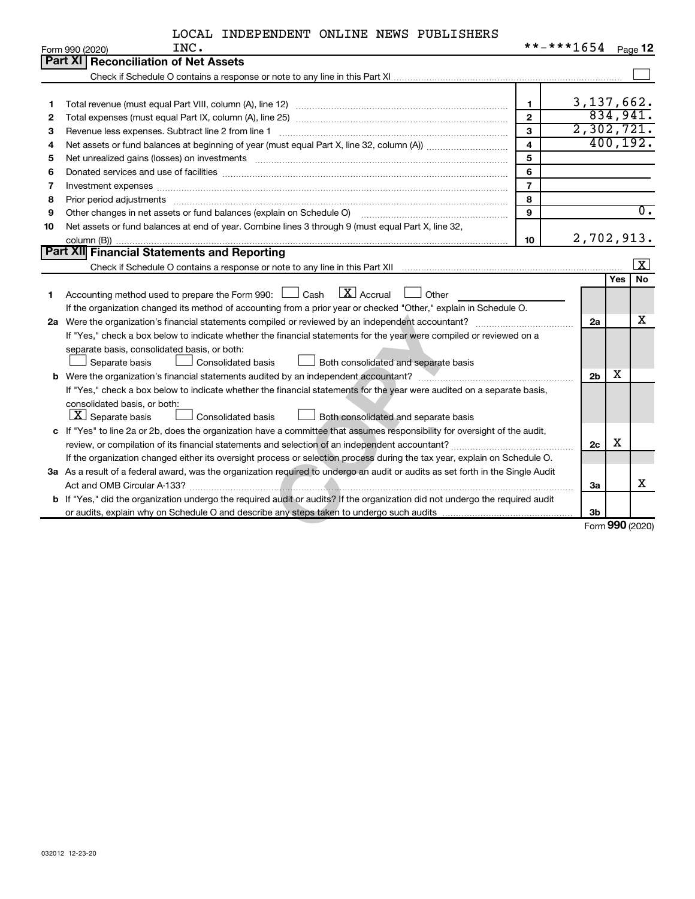LOCAL INDEPENDENT ONLINE NEWS PUBLISHERS INC.

Form 990 (2020) **-***1654 Page 12

## Part XI Reconciliation of Net Assets

Check if Schedule O contains a response or note to any line in this Part XI ☐

| | | | |
|---|---|---|---|
| 1 | Total revenue (must equal Part VIII, column (A), line 12) | 1 | 3,137,662. |
| 2 | Total expenses (must equal Part IX, column (A), line 25) | 2 | 834,941. |
| 3 | Revenue less expenses. Subtract line 2 from line 1 | 3 | 2,302,721. |
| 4 | Net assets or fund balances at beginning of year (must equal Part X, line 32, column (A)) | 4 | 400,192. |
| 5 | Net unrealized gains (losses) on investments | 5 | |
| 6 | Donated services and use of facilities | 6 | |
| 7 | Investment expenses | 7 | |
| 8 | Prior period adjustments | 8 | |
| 9 | Other changes in net assets or fund balances (explain on Schedule O) | 9 | 0. |
| 10 | Net assets or fund balances at end of year. Combine lines 3 through 9 (must equal Part X, line 32, column (B)) | 10 | 2,702,913. |

## Part XII Financial Statements and Reporting

Check if Schedule O contains a response or note to any line in this Part XII ☒

| | | | Yes | No |
|---|---|---|---|---|
| 1 | Accounting method used to prepare the Form 990: ☐ Cash ☒ Accrual ☐ Other<br>If the organization changed its method of accounting from a prior year or checked "Other," explain in Schedule O. | | | |
| 2a | Were the organization's financial statements compiled or reviewed by an independent accountant?<br>If "Yes," check a box below to indicate whether the financial statements for the year were compiled or reviewed on a separate basis, consolidated basis, or both:<br>☐ Separate basis ☐ Consolidated basis ☐ Both consolidated and separate basis | 2a | | X |
| b | Were the organization's financial statements audited by an independent accountant?<br>If "Yes," check a box below to indicate whether the financial statements for the year were audited on a separate basis, consolidated basis, or both:<br>☒ Separate basis ☐ Consolidated basis ☐ Both consolidated and separate basis | 2b | X | |
| c | If "Yes" to line 2a or 2b, does the organization have a committee that assumes responsibility for oversight of the audit, review, or compilation of its financial statements and selection of an independent accountant?<br>If the organization changed either its oversight process or selection process during the tax year, explain on Schedule O. | 2c | X | |
| 3a | As a result of a federal award, was the organization required to undergo an audit or audits as set forth in the Single Audit Act and OMB Circular A-133? | 3a | | X |
| b | If "Yes," did the organization undergo the required audit or audits? If the organization did not undergo the required audit or audits, explain why on Schedule O and describe any steps taken to undergo such audits | 3b | | |

Form 990 (2020)

032012 12-23-20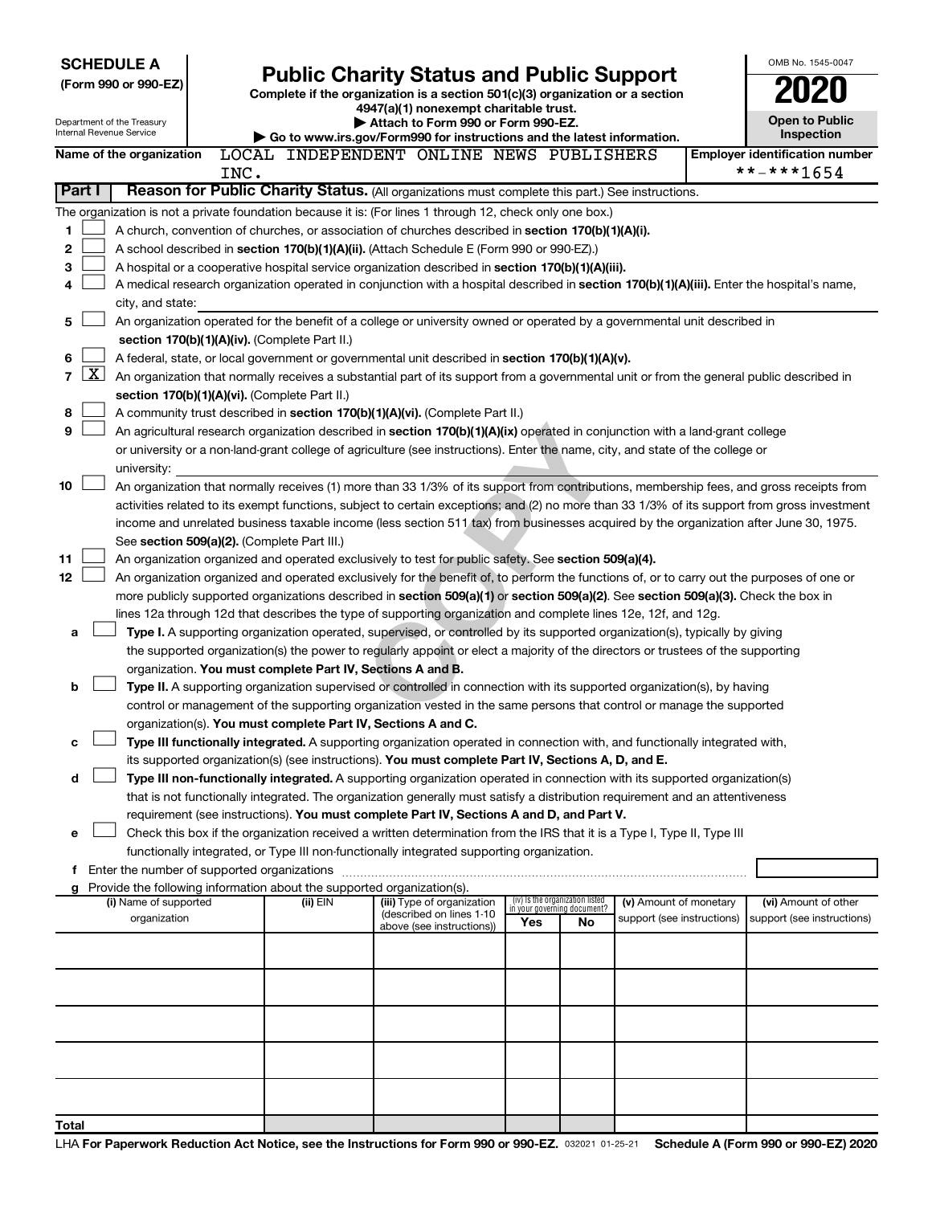**SCHEDULE A**
**(Form 990 or 990-EZ)**

Department of the Treasury
Internal Revenue Service

# Public Charity Status and Public Support

**Complete if the organization is a section 501(c)(3) organization or a section 4947(a)(1) nonexempt charitable trust.**
**▶ Attach to Form 990 or Form 990-EZ.**
**▶ Go to www.irs.gov/Form990 for instructions and the latest information.**

OMB No. 1545-0047

**2020**

**Open to Public Inspection**

**Name of the organization** LOCAL INDEPENDENT ONLINE NEWS PUBLISHERS INC.

**Employer identification number** **-***1654

**Part I** **Reason for Public Charity Status.** (All organizations must complete this part.) See instructions.

The organization is not a private foundation because it is: (For lines 1 through 12, check only one box.)

1 ☐ A church, convention of churches, or association of churches described in **section 170(b)(1)(A)(i).**

2 ☐ A school described in **section 170(b)(1)(A)(ii).** (Attach Schedule E (Form 990 or 990-EZ).)

3 ☐ A hospital or a cooperative hospital service organization described in **section 170(b)(1)(A)(iii).**

4 ☐ A medical research organization operated in conjunction with a hospital described in **section 170(b)(1)(A)(iii).** Enter the hospital's name, city, and state:

5 ☐ An organization operated for the benefit of a college or university owned or operated by a governmental unit described in **section 170(b)(1)(A)(iv).** (Complete Part II.)

6 ☐ A federal, state, or local government or governmental unit described in **section 170(b)(1)(A)(v).**

7 ☒ An organization that normally receives a substantial part of its support from a governmental unit or from the general public described in **section 170(b)(1)(A)(vi).** (Complete Part II.)

8 ☐ A community trust described in **section 170(b)(1)(A)(vi).** (Complete Part II.)

9 ☐ An agricultural research organization described in **section 170(b)(1)(A)(ix)** operated in conjunction with a land-grant college or university or a non-land-grant college of agriculture (see instructions). Enter the name, city, and state of the college or university:

10 ☐ An organization that normally receives (1) more than 33 1/3% of its support from contributions, membership fees, and gross receipts from activities related to its exempt functions, subject to certain exceptions; and (2) no more than 33 1/3% of its support from gross investment income and unrelated business taxable income (less section 511 tax) from businesses acquired by the organization after June 30, 1975. See **section 509(a)(2).** (Complete Part III.)

11 ☐ An organization organized and operated exclusively to test for public safety. See **section 509(a)(4).**

12 ☐ An organization organized and operated exclusively for the benefit of, to perform the functions of, or to carry out the purposes of one or more publicly supported organizations described in **section 509(a)(1)** or **section 509(a)(2).** See **section 509(a)(3).** Check the box in lines 12a through 12d that describes the type of supporting organization and complete lines 12e, 12f, and 12g.

a ☐ **Type I.** A supporting organization operated, supervised, or controlled by its supported organization(s), typically by giving the supported organization(s) the power to regularly appoint or elect a majority of the directors or trustees of the supporting organization. **You must complete Part IV, Sections A and B.**

b ☐ **Type II.** A supporting organization supervised or controlled in connection with its supported organization(s), by having control or management of the supporting organization vested in the same persons that control or manage the supported organization(s). **You must complete Part IV, Sections A and C.**

c ☐ **Type III functionally integrated.** A supporting organization operated in connection with, and functionally integrated with, its supported organization(s) (see instructions). **You must complete Part IV, Sections A, D, and E.**

d ☐ **Type III non-functionally integrated.** A supporting organization operated in connection with its supported organization(s) that is not functionally integrated. The organization generally must satisfy a distribution requirement and an attentiveness requirement (see instructions). **You must complete Part IV, Sections A and D, and Part V.**

e ☐ Check this box if the organization received a written determination from the IRS that it is a Type I, Type II, Type III functionally integrated, or Type III non-functionally integrated supporting organization.

f Enter the number of supported organizations

g Provide the following information about the supported organization(s).

| (i) Name of supported organization | (ii) EIN | (iii) Type of organization (described on lines 1-10 above (see instructions)) | (iv) Is the organization listed in your governing document? | | (v) Amount of monetary support (see instructions) | (vi) Amount of other support (see instructions) |
|---|---|---|---|---|---|---|
| | | | Yes | No | | |
| | | | | | | |
| | | | | | | |
| | | | | | | |
| | | | | | | |
| | | | | | | |
| **Total** | | | | | | |

LHA **For Paperwork Reduction Act Notice, see the Instructions for Form 990 or 990-EZ.** 032021 01-25-21 **Schedule A (Form 990 or 990-EZ) 2020**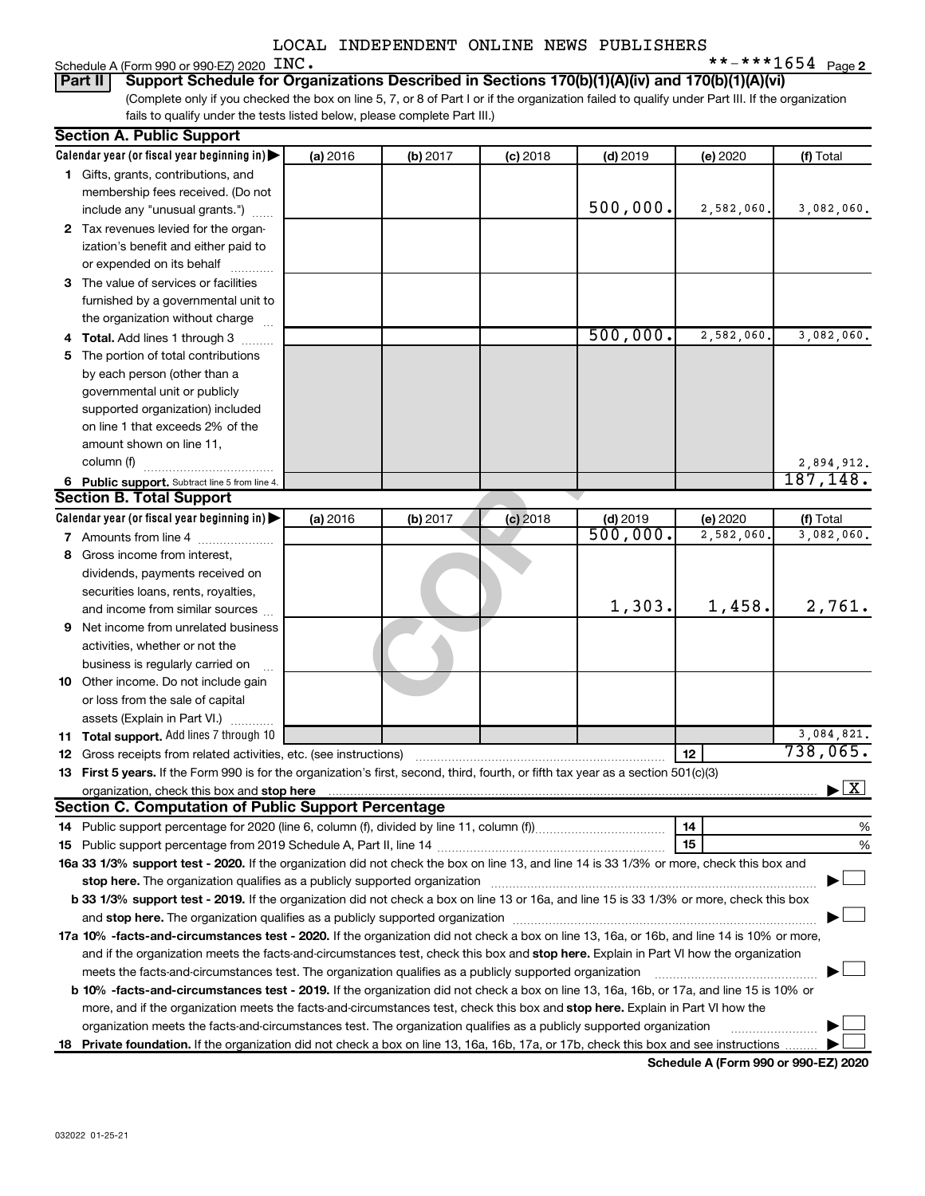LOCAL INDEPENDENT ONLINE NEWS PUBLISHERS

Schedule A (Form 990 or 990-EZ) 2020 INC. **-***1654 Page 2

**Part II** **Support Schedule for Organizations Described in Sections 170(b)(1)(A)(iv) and 170(b)(1)(A)(vi)**

(Complete only if you checked the box on line 5, 7, or 8 of Part I or if the organization failed to qualify under Part III. If the organization fails to qualify under the tests listed below, please complete Part III.)

## Section A. Public Support

| Calendar year (or fiscal year beginning in) ▶ | (a) 2016 | (b) 2017 | (c) 2018 | (d) 2019 | (e) 2020 | (f) Total |
|---|---|---|---|---|---|---|
| **1** Gifts, grants, contributions, and membership fees received. (Do not include any "unusual grants.") | | | | 500,000. | 2,582,060. | 3,082,060. |
| **2** Tax revenues levied for the organization's benefit and either paid to or expended on its behalf | | | | | | |
| **3** The value of services or facilities furnished by a governmental unit to the organization without charge | | | | | | |
| **4 Total.** Add lines 1 through 3 | | | | 500,000. | 2,582,060. | 3,082,060. |
| **5** The portion of total contributions by each person (other than a governmental unit or publicly supported organization) included on line 1 that exceeds 2% of the amount shown on line 11, column (f) | | | | | | 2,894,912. |
| **6 Public support.** Subtract line 5 from line 4. | | | | | | 187,148. |

## Section B. Total Support

| Calendar year (or fiscal year beginning in) ▶ | (a) 2016 | (b) 2017 | (c) 2018 | (d) 2019 | (e) 2020 | (f) Total |
|---|---|---|---|---|---|---|
| **7** Amounts from line 4 | | | | 500,000. | 2,582,060. | 3,082,060. |
| **8** Gross income from interest, dividends, payments received on securities loans, rents, royalties, and income from similar sources | | | | 1,303. | 1,458. | 2,761. |
| **9** Net income from unrelated business activities, whether or not the business is regularly carried on | | | | | | |
| **10** Other income. Do not include gain or loss from the sale of capital assets (Explain in Part VI.) | | | | | | |
| **11 Total support.** Add lines 7 through 10 | | | | | | 3,084,821. |

**12** Gross receipts from related activities, etc. (see instructions) — **12** — 738,065.

**13 First 5 years.** If the Form 990 is for the organization's first, second, third, fourth, or fifth tax year as a section 501(c)(3) organization, check this box and **stop here** ▶ [X]

## Section C. Computation of Public Support Percentage

**14** Public support percentage for 2020 (line 6, column (f), divided by line 11, column (f)) — **14** — %

**15** Public support percentage from 2019 Schedule A, Part II, line 14 — **15** — %

**16a 33 1/3% support test - 2020.** If the organization did not check the box on line 13, and line 14 is 33 1/3% or more, check this box and **stop here.** The organization qualifies as a publicly supported organization ▶ [ ]

**b 33 1/3% support test - 2019.** If the organization did not check a box on line 13 or 16a, and line 15 is 33 1/3% or more, check this box and **stop here.** The organization qualifies as a publicly supported organization ▶ [ ]

**17a 10% -facts-and-circumstances test - 2020.** If the organization did not check a box on line 13, 16a, or 16b, and line 14 is 10% or more, and if the organization meets the facts-and-circumstances test, check this box and **stop here.** Explain in Part VI how the organization meets the facts-and-circumstances test. The organization qualifies as a publicly supported organization ▶ [ ]

**b 10% -facts-and-circumstances test - 2019.** If the organization did not check a box on line 13, 16a, 16b, or 17a, and line 15 is 10% or more, and if the organization meets the facts-and-circumstances test, check this box and **stop here.** Explain in Part VI how the organization meets the facts-and-circumstances test. The organization qualifies as a publicly supported organization ▶ [ ]

**18 Private foundation.** If the organization did not check a box on line 13, 16a, 16b, 17a, or 17b, check this box and see instructions ▶ [ ]

**Schedule A (Form 990 or 990-EZ) 2020**

032022 01-25-21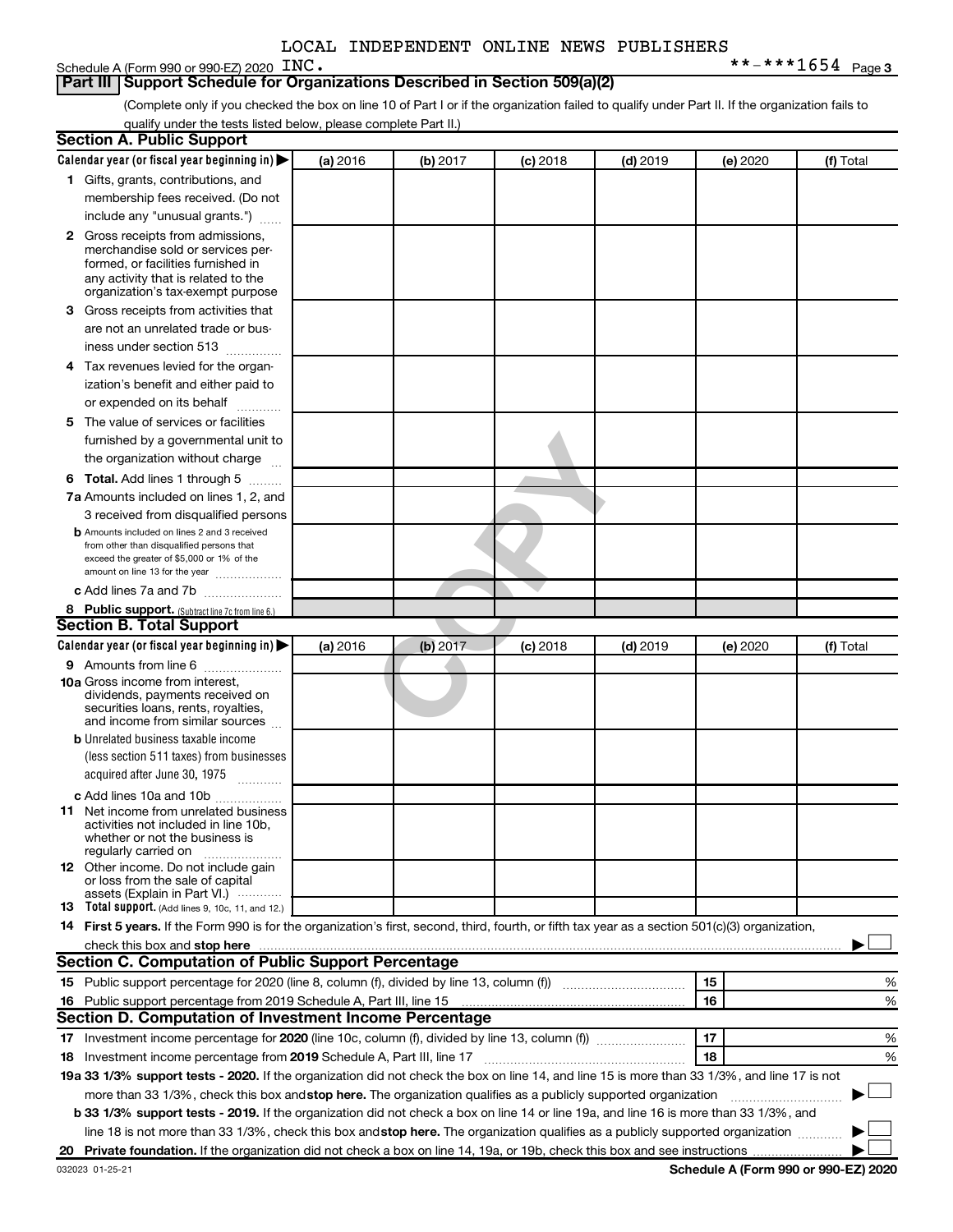LOCAL INDEPENDENT ONLINE NEWS PUBLISHERS

Schedule A (Form 990 or 990-EZ) 2020 INC. **-***1654 Page 3

## Part III Support Schedule for Organizations Described in Section 509(a)(2)

(Complete only if you checked the box on line 10 of Part I or if the organization failed to qualify under Part II. If the organization fails to qualify under the tests listed below, please complete Part II.)

### Section A. Public Support

| Calendar year (or fiscal year beginning in) ▶ | (a) 2016 | (b) 2017 | (c) 2018 | (d) 2019 | (e) 2020 | (f) Total |
|---|---|---|---|---|---|---|
| **1** Gifts, grants, contributions, and membership fees received. (Do not include any "unusual grants.") | | | | | | |
| **2** Gross receipts from admissions, merchandise sold or services performed, or facilities furnished in any activity that is related to the organization's tax-exempt purpose | | | | | | |
| **3** Gross receipts from activities that are not an unrelated trade or business under section 513 | | | | | | |
| **4** Tax revenues levied for the organization's benefit and either paid to or expended on its behalf | | | | | | |
| **5** The value of services or facilities furnished by a governmental unit to the organization without charge | | | | | | |
| **6 Total.** Add lines 1 through 5 | | | | | | |
| **7a** Amounts included on lines 1, 2, and 3 received from disqualified persons | | | | | | |
| **b** Amounts included on lines 2 and 3 received from other than disqualified persons that exceed the greater of $5,000 or 1% of the amount on line 13 for the year | | | | | | |
| **c** Add lines 7a and 7b | | | | | | |
| **8 Public support.** (Subtract line 7c from line 6.) | | | | | | |

### Section B. Total Support

| Calendar year (or fiscal year beginning in) ▶ | (a) 2016 | (b) 2017 | (c) 2018 | (d) 2019 | (e) 2020 | (f) Total |
|---|---|---|---|---|---|---|
| **9** Amounts from line 6 | | | | | | |
| **10a** Gross income from interest, dividends, payments received on securities loans, rents, royalties, and income from similar sources | | | | | | |
| **b** Unrelated business taxable income (less section 511 taxes) from businesses acquired after June 30, 1975 | | | | | | |
| **c** Add lines 10a and 10b | | | | | | |
| **11** Net income from unrelated business activities not included in line 10b, whether or not the business is regularly carried on | | | | | | |
| **12** Other income. Do not include gain or loss from the sale of capital assets (Explain in Part VI.) | | | | | | |
| **13 Total support.** (Add lines 9, 10c, 11, and 12.) | | | | | | |

**14 First 5 years.** If the Form 990 is for the organization's first, second, third, fourth, or fifth tax year as a section 501(c)(3) organization, check this box and **stop here** ▶ ☐

### Section C. Computation of Public Support Percentage

| | | |
|---|---|---|
| **15** Public support percentage for 2020 (line 8, column (f), divided by line 13, column (f)) | 15 | % |
| **16** Public support percentage from 2019 Schedule A, Part III, line 15 | 16 | % |

### Section D. Computation of Investment Income Percentage

| | | |
|---|---|---|
| **17** Investment income percentage for **2020** (line 10c, column (f), divided by line 13, column (f)) | 17 | % |
| **18** Investment income percentage from **2019** Schedule A, Part III, line 17 | 18 | % |

**19a 33 1/3% support tests - 2020.** If the organization did not check the box on line 14, and line 15 is more than 33 1/3%, and line 17 is not more than 33 1/3%, check this box and **stop here.** The organization qualifies as a publicly supported organization ▶ ☐

**b 33 1/3% support tests - 2019.** If the organization did not check a box on line 14 or line 19a, and line 16 is more than 33 1/3%, and line 18 is not more than 33 1/3%, check this box and **stop here.** The organization qualifies as a publicly supported organization ▶ ☐

**20 Private foundation.** If the organization did not check a box on line 14, 19a, or 19b, check this box and see instructions ▶ ☐

032023 01-25-21 **Schedule A (Form 990 or 990-EZ) 2020**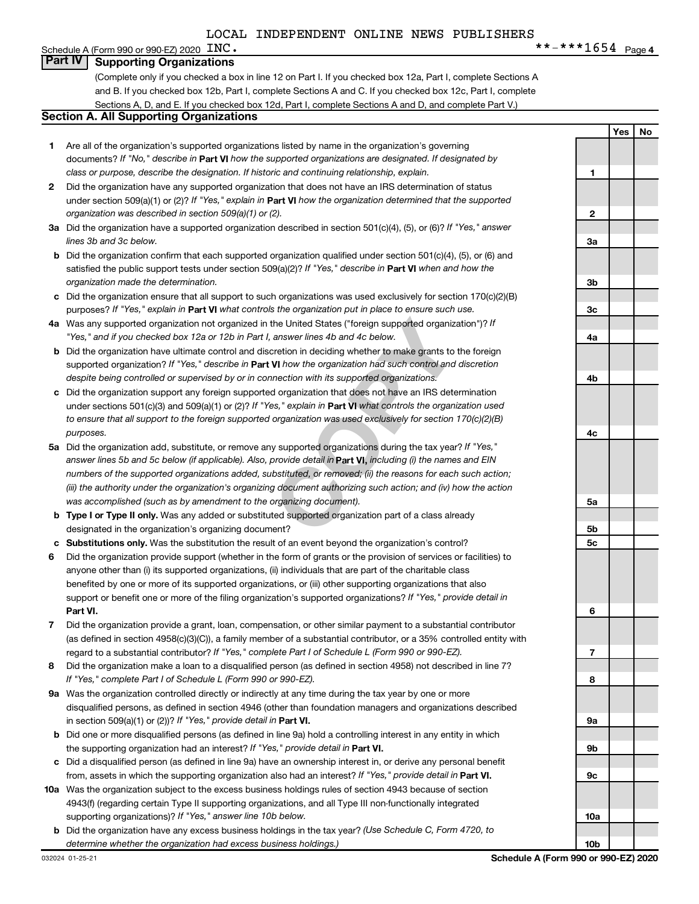LOCAL INDEPENDENT ONLINE NEWS PUBLISHERS

Schedule A (Form 990 or 990-EZ) 2020 INC. **-***1654 Page 4

## Part IV Supporting Organizations

(Complete only if you checked a box in line 12 on Part I. If you checked box 12a, Part I, complete Sections A and B. If you checked box 12b, Part I, complete Sections A and C. If you checked box 12c, Part I, complete Sections A, D, and E. If you checked box 12d, Part I, complete Sections A and D, and complete Part V.)

### Section A. All Supporting Organizations

| | | | Yes | No |
|---|---|---|---|---|
| 1 | Are all of the organization's supported organizations listed by name in the organization's governing documents? *If "No," describe in* **Part VI** *how the supported organizations are designated. If designated by class or purpose, describe the designation. If historic and continuing relationship, explain.* | 1 | | |
| 2 | Did the organization have any supported organization that does not have an IRS determination of status under section 509(a)(1) or (2)? *If "Yes," explain in* **Part VI** *how the organization determined that the supported organization was described in section 509(a)(1) or (2).* | 2 | | |
| 3a | Did the organization have a supported organization described in section 501(c)(4), (5), or (6)? *If "Yes," answer lines 3b and 3c below.* | 3a | | |
| b | Did the organization confirm that each supported organization qualified under section 501(c)(4), (5), or (6) and satisfied the public support tests under section 509(a)(2)? *If "Yes," describe in* **Part VI** *when and how the organization made the determination.* | 3b | | |
| c | Did the organization ensure that all support to such organizations was used exclusively for section 170(c)(2)(B) purposes? *If "Yes," explain in* **Part VI** *what controls the organization put in place to ensure such use.* | 3c | | |
| 4a | Was any supported organization not organized in the United States ("foreign supported organization")? *If "Yes," and if you checked box 12a or 12b in Part I, answer lines 4b and 4c below.* | 4a | | |
| b | Did the organization have ultimate control and discretion in deciding whether to make grants to the foreign supported organization? *If "Yes," describe in* **Part VI** *how the organization had such control and discretion despite being controlled or supervised by or in connection with its supported organizations.* | 4b | | |
| c | Did the organization support any foreign supported organization that does not have an IRS determination under sections 501(c)(3) and 509(a)(1) or (2)? *If "Yes," explain in* **Part VI** *what controls the organization used to ensure that all support to the foreign supported organization was used exclusively for section 170(c)(2)(B) purposes.* | 4c | | |
| 5a | Did the organization add, substitute, or remove any supported organizations during the tax year? *If "Yes," answer lines 5b and 5c below (if applicable). Also, provide detail in* **Part VI,** *including (i) the names and EIN numbers of the supported organizations added, substituted, or removed; (ii) the reasons for each such action; (iii) the authority under the organization's organizing document authorizing such action; and (iv) how the action was accomplished (such as by amendment to the organizing document).* | 5a | | |
| b | **Type I or Type II only.** Was any added or substituted supported organization part of a class already designated in the organization's organizing document? | 5b | | |
| c | **Substitutions only.** Was the substitution the result of an event beyond the organization's control? | 5c | | |
| 6 | Did the organization provide support (whether in the form of grants or the provision of services or facilities) to anyone other than (i) its supported organizations, (ii) individuals that are part of the charitable class benefited by one or more of its supported organizations, or (iii) other supporting organizations that also support or benefit one or more of the filing organization's supported organizations? *If "Yes," provide detail in* **Part VI.** | 6 | | |
| 7 | Did the organization provide a grant, loan, compensation, or other similar payment to a substantial contributor (as defined in section 4958(c)(3)(C)), a family member of a substantial contributor, or a 35% controlled entity with regard to a substantial contributor? *If "Yes," complete Part I of Schedule L (Form 990 or 990-EZ).* | 7 | | |
| 8 | Did the organization make a loan to a disqualified person (as defined in section 4958) not described in line 7? *If "Yes," complete Part I of Schedule L (Form 990 or 990-EZ).* | 8 | | |
| 9a | Was the organization controlled directly or indirectly at any time during the tax year by one or more disqualified persons, as defined in section 4946 (other than foundation managers and organizations described in section 509(a)(1) or (2))? *If "Yes," provide detail in* **Part VI.** | 9a | | |
| b | Did one or more disqualified persons (as defined in line 9a) hold a controlling interest in any entity in which the supporting organization had an interest? *If "Yes," provide detail in* **Part VI.** | 9b | | |
| c | Did a disqualified person (as defined in line 9a) have an ownership interest in, or derive any personal benefit from, assets in which the supporting organization also had an interest? *If "Yes," provide detail in* **Part VI.** | 9c | | |
| 10a | Was the organization subject to the excess business holdings rules of section 4943 because of section 4943(f) (regarding certain Type II supporting organizations, and all Type III non-functionally integrated supporting organizations)? *If "Yes," answer line 10b below.* | 10a | | |
| b | Did the organization have any excess business holdings in the tax year? *(Use Schedule C, Form 4720, to determine whether the organization had excess business holdings.)* | 10b | | |

032024 01-25-21 **Schedule A (Form 990 or 990-EZ) 2020**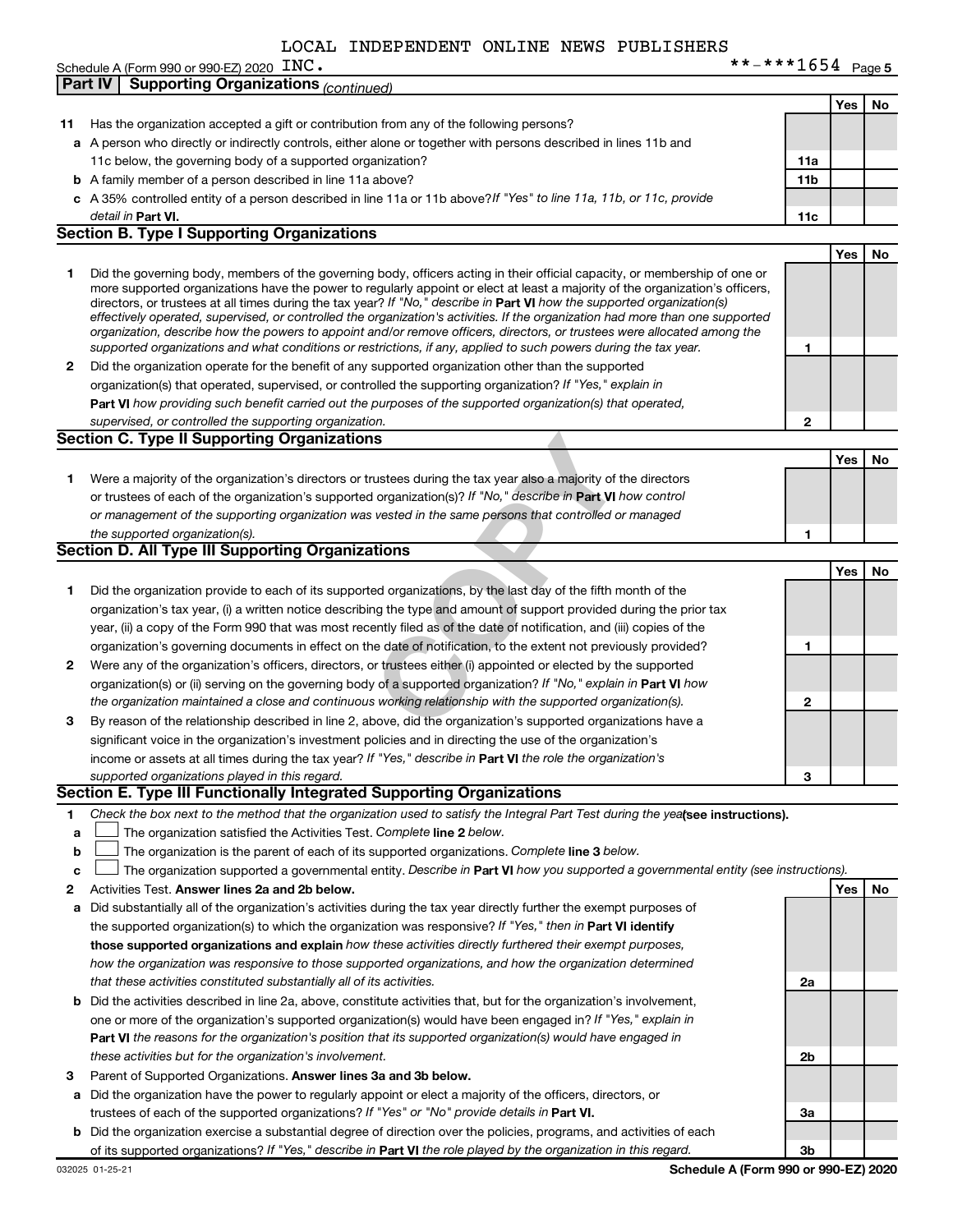LOCAL INDEPENDENT ONLINE NEWS PUBLISHERS

Schedule A (Form 990 or 990-EZ) 2020 INC. **-***1654 Page 5

**Part IV | Supporting Organizations** *(continued)*

| | | | Yes | No |
|---|---|---|---|---|
| **11** | Has the organization accepted a gift or contribution from any of the following persons? | | | |
| **a** | A person who directly or indirectly controls, either alone or together with persons described in lines 11b and 11c below, the governing body of a supported organization? | **11a** | | |
| **b** | A family member of a person described in line 11a above? | **11b** | | |
| **c** | A 35% controlled entity of a person described in line 11a or 11b above? *If "Yes" to line 11a, 11b, or 11c, provide detail in* **Part VI.** | **11c** | | |

## Section B. Type I Supporting Organizations

| | | | Yes | No |
|---|---|---|---|---|
| **1** | Did the governing body, members of the governing body, officers acting in their official capacity, or membership of one or more supported organizations have the power to regularly appoint or elect at least a majority of the organization's officers, directors, or trustees at all times during the tax year? *If "No," describe in* **Part VI** *how the supported organization(s) effectively operated, supervised, or controlled the organization's activities. If the organization had more than one supported organization, describe how the powers to appoint and/or remove officers, directors, or trustees were allocated among the supported organizations and what conditions or restrictions, if any, applied to such powers during the tax year.* | **1** | | |
| **2** | Did the organization operate for the benefit of any supported organization other than the supported organization(s) that operated, supervised, or controlled the supporting organization? *If "Yes," explain in* **Part VI** *how providing such benefit carried out the purposes of the supported organization(s) that operated, supervised, or controlled the supporting organization.* | **2** | | |

## Section C. Type II Supporting Organizations

| | | | Yes | No |
|---|---|---|---|---|
| **1** | Were a majority of the organization's directors or trustees during the tax year also a majority of the directors or trustees of each of the organization's supported organization(s)? *If "No," describe in* **Part VI** *how control or management of the supporting organization was vested in the same persons that controlled or managed the supported organization(s).* | **1** | | |

## Section D. All Type III Supporting Organizations

| | | | Yes | No |
|---|---|---|---|---|
| **1** | Did the organization provide to each of its supported organizations, by the last day of the fifth month of the organization's tax year, (i) a written notice describing the type and amount of support provided during the prior tax year, (ii) a copy of the Form 990 that was most recently filed as of the date of notification, and (iii) copies of the organization's governing documents in effect on the date of notification, to the extent not previously provided? | **1** | | |
| **2** | Were any of the organization's officers, directors, or trustees either (i) appointed or elected by the supported organization(s) or (ii) serving on the governing body of a supported organization? *If "No," explain in* **Part VI** *how the organization maintained a close and continuous working relationship with the supported organization(s).* | **2** | | |
| **3** | By reason of the relationship described in line 2, above, did the organization's supported organizations have a significant voice in the organization's investment policies and in directing the use of the organization's income or assets at all times during the tax year? *If "Yes," describe in* **Part VI** *the role the organization's supported organizations played in this regard.* | **3** | | |

## Section E. Type III Functionally Integrated Supporting Organizations

**1** *Check the box next to the method that the organization used to satisfy the Integral Part Test during the year* **(see instructions).**

- **a** ☐ The organization satisfied the Activities Test. *Complete* **line 2** *below.*
- **b** ☐ The organization is the parent of each of its supported organizations. *Complete* **line 3** *below.*
- **c** ☐ The organization supported a governmental entity. *Describe in* **Part VI** *how you supported a governmental entity (see instructions).*

| | | | Yes | No |
|---|---|---|---|---|
| **2** | Activities Test. **Answer lines 2a and 2b below.** | | | |
| **a** | Did substantially all of the organization's activities during the tax year directly further the exempt purposes of the supported organization(s) to which the organization was responsive? *If "Yes," then in* **Part VI identify those supported organizations and explain** *how these activities directly furthered their exempt purposes, how the organization was responsive to those supported organizations, and how the organization determined that these activities constituted substantially all of its activities.* | **2a** | | |
| **b** | Did the activities described in line 2a, above, constitute activities that, but for the organization's involvement, one or more of the organization's supported organization(s) would have been engaged in? *If "Yes," explain in* **Part VI** *the reasons for the organization's position that its supported organization(s) would have engaged in these activities but for the organization's involvement.* | **2b** | | |
| **3** | Parent of Supported Organizations. **Answer lines 3a and 3b below.** | | | |
| **a** | Did the organization have the power to regularly appoint or elect a majority of the officers, directors, or trustees of each of the supported organizations? *If "Yes" or "No" provide details in* **Part VI.** | **3a** | | |
| **b** | Did the organization exercise a substantial degree of direction over the policies, programs, and activities of each of its supported organizations? *If "Yes," describe in* **Part VI** *the role played by the organization in this regard.* | **3b** | | |

032025 01-25-21 **Schedule A (Form 990 or 990-EZ) 2020**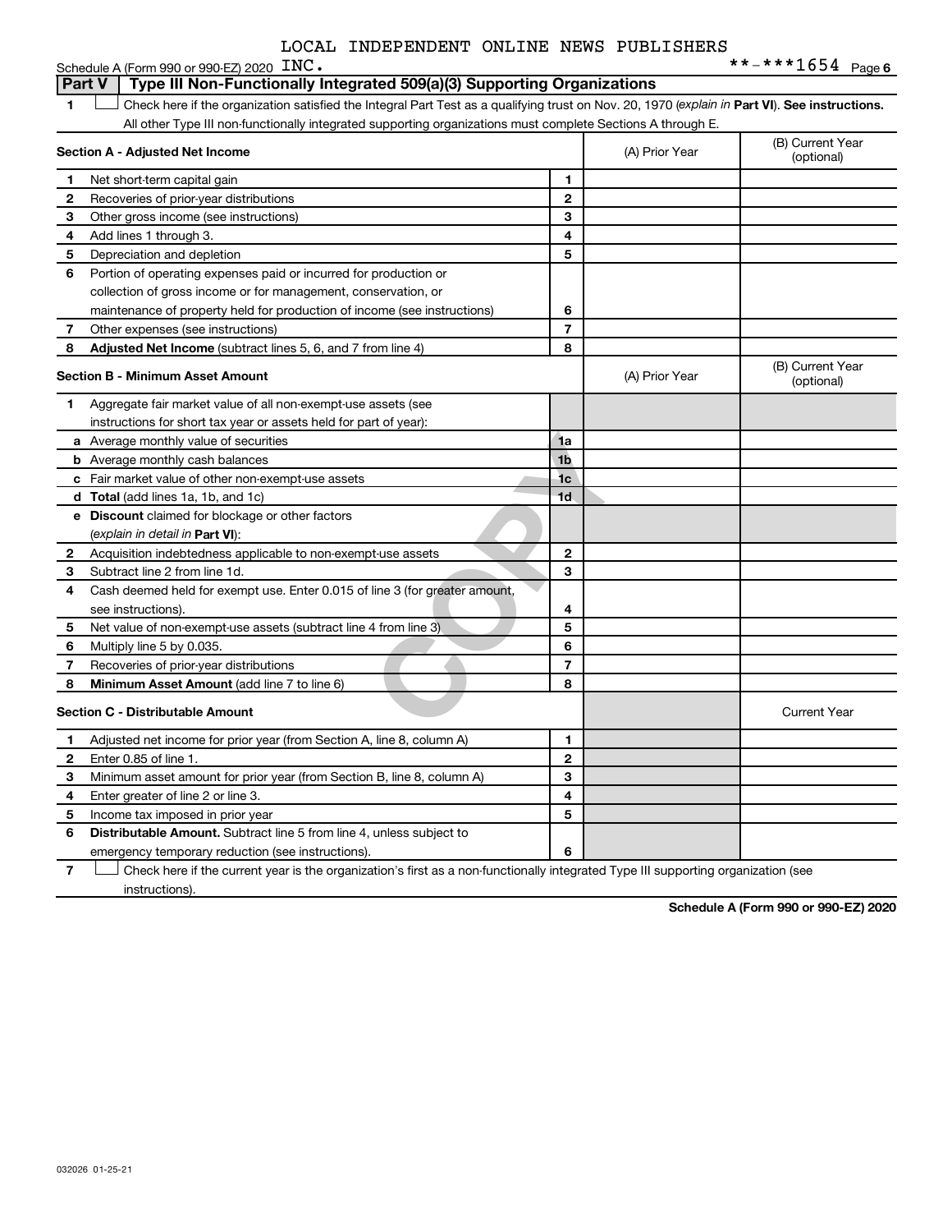LOCAL INDEPENDENT ONLINE NEWS PUBLISHERS

Schedule A (Form 990 or 990-EZ) 2020 INC. **-***1654 Page 6

## Part V | Type III Non-Functionally Integrated 509(a)(3) Supporting Organizations

1 ☐ Check here if the organization satisfied the Integral Part Test as a qualifying trust on Nov. 20, 1970 (*explain in* **Part VI**). **See instructions.** All other Type III non-functionally integrated supporting organizations must complete Sections A through E.

| Section A - Adjusted Net Income | | (A) Prior Year | (B) Current Year (optional) |
|---|---|---|---|
| 1 Net short-term capital gain | 1 | | |
| 2 Recoveries of prior-year distributions | 2 | | |
| 3 Other gross income (see instructions) | 3 | | |
| 4 Add lines 1 through 3. | 4 | | |
| 5 Depreciation and depletion | 5 | | |
| 6 Portion of operating expenses paid or incurred for production or collection of gross income or for management, conservation, or maintenance of property held for production of income (see instructions) | 6 | | |
| 7 Other expenses (see instructions) | 7 | | |
| 8 **Adjusted Net Income** (subtract lines 5, 6, and 7 from line 4) | 8 | | |

| Section B - Minimum Asset Amount | | (A) Prior Year | (B) Current Year (optional) |
|---|---|---|---|
| 1 Aggregate fair market value of all non-exempt-use assets (see instructions for short tax year or assets held for part of year): | | | |
| a Average monthly value of securities | 1a | | |
| b Average monthly cash balances | 1b | | |
| c Fair market value of other non-exempt-use assets | 1c | | |
| d **Total** (add lines 1a, 1b, and 1c) | 1d | | |
| e **Discount** claimed for blockage or other factors (*explain in detail in* **Part VI**): | | | |
| 2 Acquisition indebtedness applicable to non-exempt-use assets | 2 | | |
| 3 Subtract line 2 from line 1d. | 3 | | |
| 4 Cash deemed held for exempt use. Enter 0.015 of line 3 (for greater amount, see instructions). | 4 | | |
| 5 Net value of non-exempt-use assets (subtract line 4 from line 3) | 5 | | |
| 6 Multiply line 5 by 0.035. | 6 | | |
| 7 Recoveries of prior-year distributions | 7 | | |
| 8 **Minimum Asset Amount** (add line 7 to line 6) | 8 | | |

| Section C - Distributable Amount | | | Current Year |
|---|---|---|---|
| 1 Adjusted net income for prior year (from Section A, line 8, column A) | 1 | | |
| 2 Enter 0.85 of line 1. | 2 | | |
| 3 Minimum asset amount for prior year (from Section B, line 8, column A) | 3 | | |
| 4 Enter greater of line 2 or line 3. | 4 | | |
| 5 Income tax imposed in prior year | 5 | | |
| 6 **Distributable Amount.** Subtract line 5 from line 4, unless subject to emergency temporary reduction (see instructions). | 6 | | |

7 ☐ Check here if the current year is the organization's first as a non-functionally integrated Type III supporting organization (see instructions).

**Schedule A (Form 990 or 990-EZ) 2020**

032026 01-25-21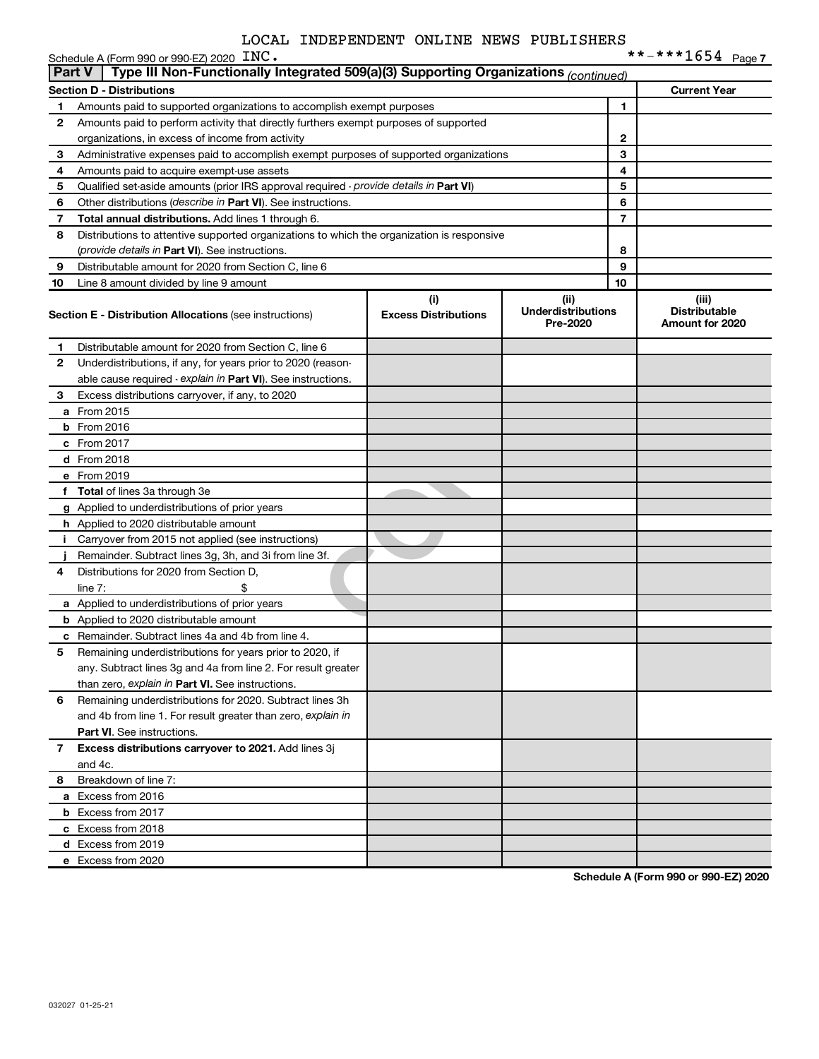LOCAL INDEPENDENT ONLINE NEWS PUBLISHERS

Schedule A (Form 990 or 990-EZ) 2020 INC. **-***1654 Page 7

## Part V | Type III Non-Functionally Integrated 509(a)(3) Supporting Organizations *(continued)*

| Section D - Distributions | | | Current Year |
|---|---|---|---|
| 1 | Amounts paid to supported organizations to accomplish exempt purposes | 1 | |
| 2 | Amounts paid to perform activity that directly furthers exempt purposes of supported organizations, in excess of income from activity | 2 | |
| 3 | Administrative expenses paid to accomplish exempt purposes of supported organizations | 3 | |
| 4 | Amounts paid to acquire exempt-use assets | 4 | |
| 5 | Qualified set-aside amounts (prior IRS approval required - *provide details in* **Part VI**) | 5 | |
| 6 | Other distributions (*describe in* **Part VI**). See instructions. | 6 | |
| 7 | **Total annual distributions.** Add lines 1 through 6. | 7 | |
| 8 | Distributions to attentive supported organizations to which the organization is responsive (*provide details in* **Part VI**). See instructions. | 8 | |
| 9 | Distributable amount for 2020 from Section C, line 6 | 9 | |
| 10 | Line 8 amount divided by line 9 amount | 10 | |

| Section E - Distribution Allocations (see instructions) | (i) Excess Distributions | (ii) Underdistributions Pre-2020 | (iii) Distributable Amount for 2020 |
|---|---|---|---|
| **1** Distributable amount for 2020 from Section C, line 6 | | | |
| **2** Underdistributions, if any, for years prior to 2020 (reasonable cause required - *explain in* **Part VI**). See instructions. | | | |
| **3** Excess distributions carryover, if any, to 2020 | | | |
| **a** From 2015 | | | |
| **b** From 2016 | | | |
| **c** From 2017 | | | |
| **d** From 2018 | | | |
| **e** From 2019 | | | |
| **f Total** of lines 3a through 3e | | | |
| **g** Applied to underdistributions of prior years | | | |
| **h** Applied to 2020 distributable amount | | | |
| **i** Carryover from 2015 not applied (see instructions) | | | |
| **j** Remainder. Subtract lines 3g, 3h, and 3i from line 3f. | | | |
| **4** Distributions for 2020 from Section D, line 7: $ | | | |
| **a** Applied to underdistributions of prior years | | | |
| **b** Applied to 2020 distributable amount | | | |
| **c** Remainder. Subtract lines 4a and 4b from line 4. | | | |
| **5** Remaining underdistributions for years prior to 2020, if any. Subtract lines 3g and 4a from line 2. For result greater than zero, *explain in* **Part VI.** See instructions. | | | |
| **6** Remaining underdistributions for 2020. Subtract lines 3h and 4b from line 1. For result greater than zero, *explain in* **Part VI**. See instructions. | | | |
| **7 Excess distributions carryover to 2021.** Add lines 3j and 4c. | | | |
| **8** Breakdown of line 7: | | | |
| **a** Excess from 2016 | | | |
| **b** Excess from 2017 | | | |
| **c** Excess from 2018 | | | |
| **d** Excess from 2019 | | | |
| **e** Excess from 2020 | | | |

**Schedule A (Form 990 or 990-EZ) 2020**

032027 01-25-21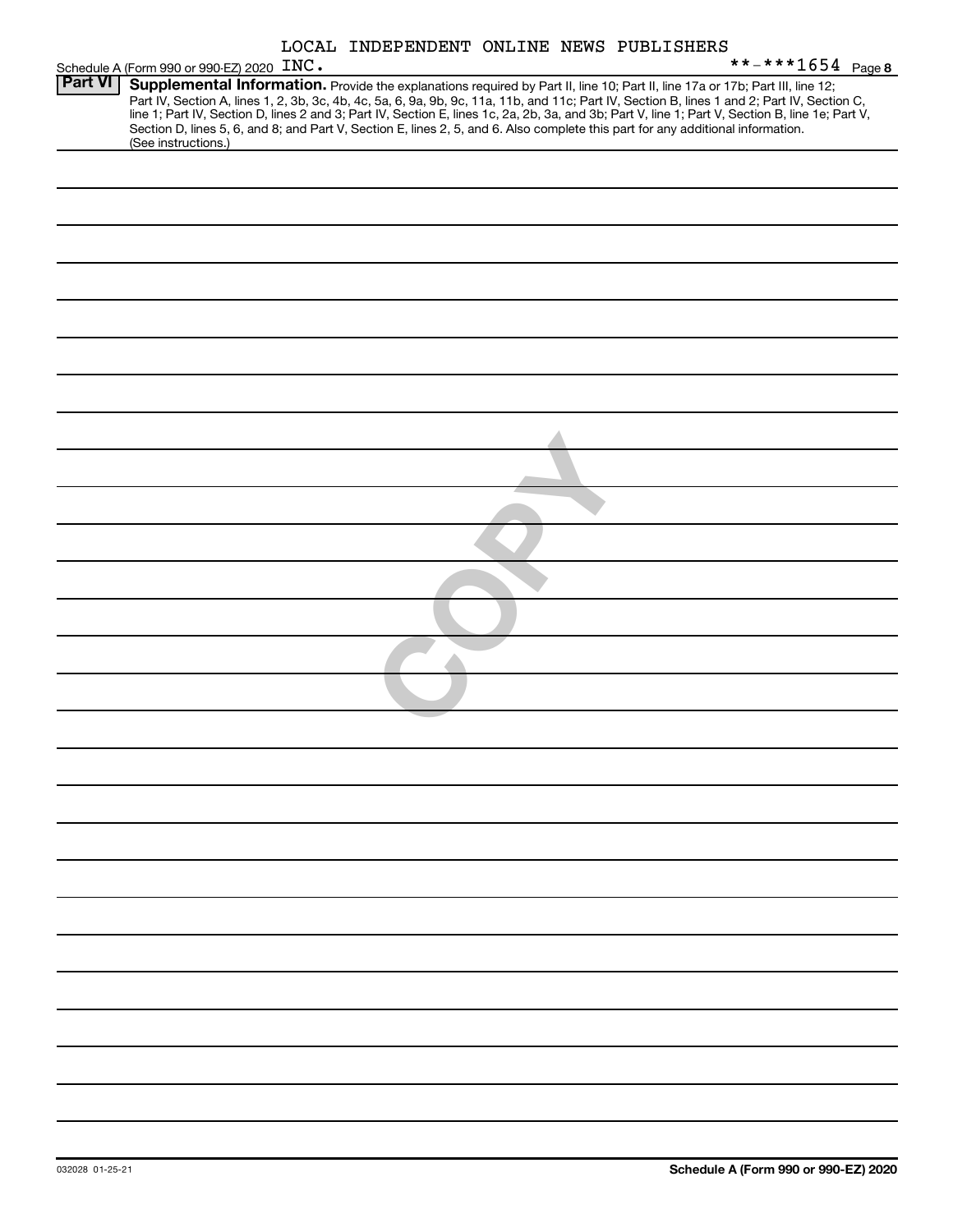LOCAL INDEPENDENT ONLINE NEWS PUBLISHERS

Schedule A (Form 990 or 990-EZ) 2020 INC. **-***1654 Page 8

**Part VI** **Supplemental Information.** Provide the explanations required by Part II, line 10; Part II, line 17a or 17b; Part III, line 12; Part IV, Section A, lines 1, 2, 3b, 3c, 4b, 4c, 5a, 6, 9a, 9b, 9c, 11a, 11b, and 11c; Part IV, Section B, lines 1 and 2; Part IV, Section C, line 1; Part IV, Section D, lines 2 and 3; Part IV, Section E, lines 1c, 2a, 2b, 3a, and 3b; Part V, line 1; Part V, Section B, line 1e; Part V, Section D, lines 5, 6, and 8; and Part V, Section E, lines 2, 5, and 6. Also complete this part for any additional information. (See instructions.)

COPY

032028 01-25-21 **Schedule A (Form 990 or 990-EZ) 2020**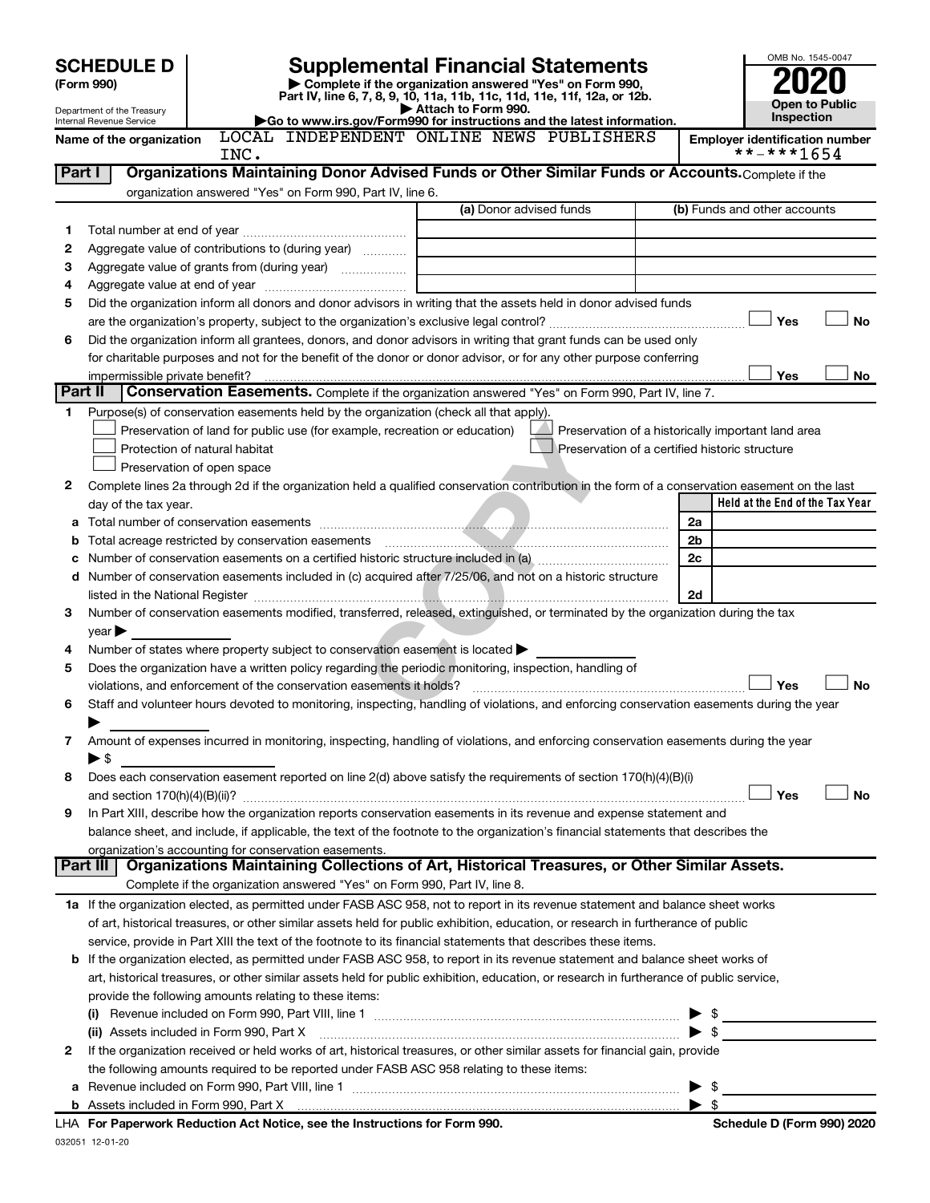# SCHEDULE D (Form 990)

Department of the Treasury
Internal Revenue Service

## Supplemental Financial Statements

▶ Complete if the organization answered "Yes" on Form 990, Part IV, line 6, 7, 8, 9, 10, 11a, 11b, 11c, 11d, 11e, 11f, 12a, or 12b.
▶ Attach to Form 990.
▶Go to www.irs.gov/Form990 for instructions and the latest information.

OMB No. 1545-0047
**2020**
**Open to Public Inspection**

Name of the organization: LOCAL INDEPENDENT ONLINE NEWS PUBLISHERS INC.

Employer identification number: **-***1654

**Part I | Organizations Maintaining Donor Advised Funds or Other Similar Funds or Accounts.** Complete if the organization answered "Yes" on Form 990, Part IV, line 6.

| | | (a) Donor advised funds | (b) Funds and other accounts |
|---|---|---|---|
| 1 | Total number at end of year | | |
| 2 | Aggregate value of contributions to (during year) | | |
| 3 | Aggregate value of grants from (during year) | | |
| 4 | Aggregate value at end of year | | |

5 Did the organization inform all donors and donor advisors in writing that the assets held in donor advised funds are the organization's property, subject to the organization's exclusive legal control? ☐ Yes ☐ No

6 Did the organization inform all grantees, donors, and donor advisors in writing that grant funds can be used only for charitable purposes and not for the benefit of the donor or donor advisor, or for any other purpose conferring impermissible private benefit? ☐ Yes ☐ No

**Part II | Conservation Easements.** Complete if the organization answered "Yes" on Form 990, Part IV, line 7.

1 Purpose(s) of conservation easements held by the organization (check all that apply).

☐ Preservation of land for public use (for example, recreation or education)
☐ Protection of natural habitat
☐ Preservation of open space
☐ Preservation of a historically important land area
☐ Preservation of a certified historic structure

2 Complete lines 2a through 2d if the organization held a qualified conservation contribution in the form of a conservation easement on the last day of the tax year.

| | | | Held at the End of the Tax Year |
|---|---|---|---|
| a | Total number of conservation easements | 2a | |
| b | Total acreage restricted by conservation easements | 2b | |
| c | Number of conservation easements on a certified historic structure included in (a) | 2c | |
| d | Number of conservation easements included in (c) acquired after 7/25/06, and not on a historic structure listed in the National Register | 2d | |

3 Number of conservation easements modified, transferred, released, extinguished, or terminated by the organization during the tax year ▶

4 Number of states where property subject to conservation easement is located ▶

5 Does the organization have a written policy regarding the periodic monitoring, inspection, handling of violations, and enforcement of the conservation easements it holds? ☐ Yes ☐ No

6 Staff and volunteer hours devoted to monitoring, inspecting, handling of violations, and enforcing conservation easements during the year ▶

7 Amount of expenses incurred in monitoring, inspecting, handling of violations, and enforcing conservation easements during the year ▶ $

8 Does each conservation easement reported on line 2(d) above satisfy the requirements of section 170(h)(4)(B)(i) and section 170(h)(4)(B)(ii)? ☐ Yes ☐ No

9 In Part XIII, describe how the organization reports conservation easements in its revenue and expense statement and balance sheet, and include, if applicable, the text of the footnote to the organization's financial statements that describes the organization's accounting for conservation easements.

**Part III | Organizations Maintaining Collections of Art, Historical Treasures, or Other Similar Assets.** Complete if the organization answered "Yes" on Form 990, Part IV, line 8.

1a If the organization elected, as permitted under FASB ASC 958, not to report in its revenue statement and balance sheet works of art, historical treasures, or other similar assets held for public exhibition, education, or research in furtherance of public service, provide in Part XIII the text of the footnote to its financial statements that describes these items.

b If the organization elected, as permitted under FASB ASC 958, to report in its revenue statement and balance sheet works of art, historical treasures, or other similar assets held for public exhibition, education, or research in furtherance of public service, provide the following amounts relating to these items:

(i) Revenue included on Form 990, Part VIII, line 1 ▶ $

(ii) Assets included in Form 990, Part X ▶ $

2 If the organization received or held works of art, historical treasures, or other similar assets for financial gain, provide the following amounts required to be reported under FASB ASC 958 relating to these items:

a Revenue included on Form 990, Part VIII, line 1 ▶ $

b Assets included in Form 990, Part X ▶ $

LHA For Paperwork Reduction Act Notice, see the Instructions for Form 990. Schedule D (Form 990) 2020

032051 12-01-20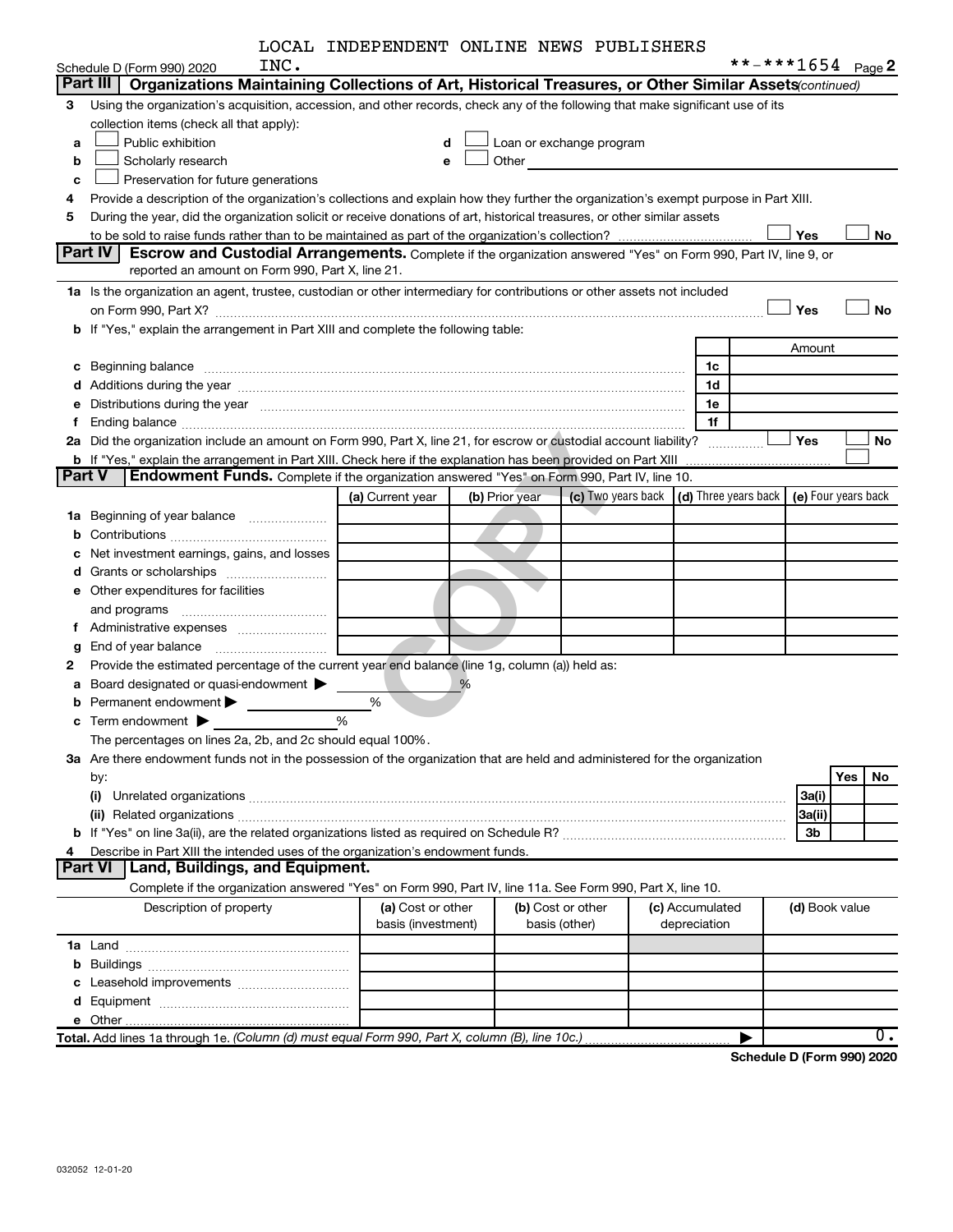LOCAL INDEPENDENT ONLINE NEWS PUBLISHERS INC.

Schedule D (Form 990) 2020 **-***1654 Page 2

## Part III Organizations Maintaining Collections of Art, Historical Treasures, or Other Similar Assets *(continued)*

3 Using the organization's acquisition, accession, and other records, check any of the following that make significant use of its collection items (check all that apply):

- a ☐ Public exhibition
- b ☐ Scholarly research
- c ☐ Preservation for future generations
- d ☐ Loan or exchange program
- e ☐ Other

4 Provide a description of the organization's collections and explain how they further the organization's exempt purpose in Part XIII.

5 During the year, did the organization solicit or receive donations of art, historical treasures, or other similar assets to be sold to raise funds rather than to be maintained as part of the organization's collection? ☐ Yes ☐ No

## Part IV Escrow and Custodial Arrangements.

Complete if the organization answered "Yes" on Form 990, Part IV, line 9, or reported an amount on Form 990, Part X, line 21.

1a Is the organization an agent, trustee, custodian or other intermediary for contributions or other assets not included on Form 990, Part X? ☐ Yes ☐ No

b If "Yes," explain the arrangement in Part XIII and complete the following table:

| | | Amount |
|---|---|---|
| c Beginning balance | 1c | |
| d Additions during the year | 1d | |
| e Distributions during the year | 1e | |
| f Ending balance | 1f | |

2a Did the organization include an amount on Form 990, Part X, line 21, for escrow or custodial account liability? ☐ Yes ☐ No

b If "Yes," explain the arrangement in Part XIII. Check here if the explanation has been provided on Part XIII ☐

## Part V Endowment Funds.

Complete if the organization answered "Yes" on Form 990, Part IV, line 10.

| | (a) Current year | (b) Prior year | (c) Two years back | (d) Three years back | (e) Four years back |
|---|---|---|---|---|---|
| 1a Beginning of year balance | | | | | |
| b Contributions | | | | | |
| c Net investment earnings, gains, and losses | | | | | |
| d Grants or scholarships | | | | | |
| e Other expenditures for facilities and programs | | | | | |
| f Administrative expenses | | | | | |
| g End of year balance | | | | | |

2 Provide the estimated percentage of the current year end balance (line 1g, column (a)) held as:

a Board designated or quasi-endowment ▶ %

b Permanent endowment ▶ %

c Term endowment ▶ %

The percentages on lines 2a, 2b, and 2c should equal 100%.

3a Are there endowment funds not in the possession of the organization that are held and administered for the organization by:

| | | Yes | No |
|---|---|---|---|
| (i) Unrelated organizations | 3a(i) | | |
| (ii) Related organizations | 3a(ii) | | |
| b If "Yes" on line 3a(ii), are the related organizations listed as required on Schedule R? | 3b | | |

4 Describe in Part XIII the intended uses of the organization's endowment funds.

## Part VI Land, Buildings, and Equipment.

Complete if the organization answered "Yes" on Form 990, Part IV, line 11a. See Form 990, Part X, line 10.

| Description of property | (a) Cost or other basis (investment) | (b) Cost or other basis (other) | (c) Accumulated depreciation | (d) Book value |
|---|---|---|---|---|
| 1a Land | | | | |
| b Buildings | | | | |
| c Leasehold improvements | | | | |
| d Equipment | | | | |
| e Other | | | | |
| **Total.** Add lines 1a through 1e. *(Column (d) must equal Form 990, Part X, column (B), line 10c.)* ▶ | | | | 0. |

**Schedule D (Form 990) 2020**

032052 12-01-20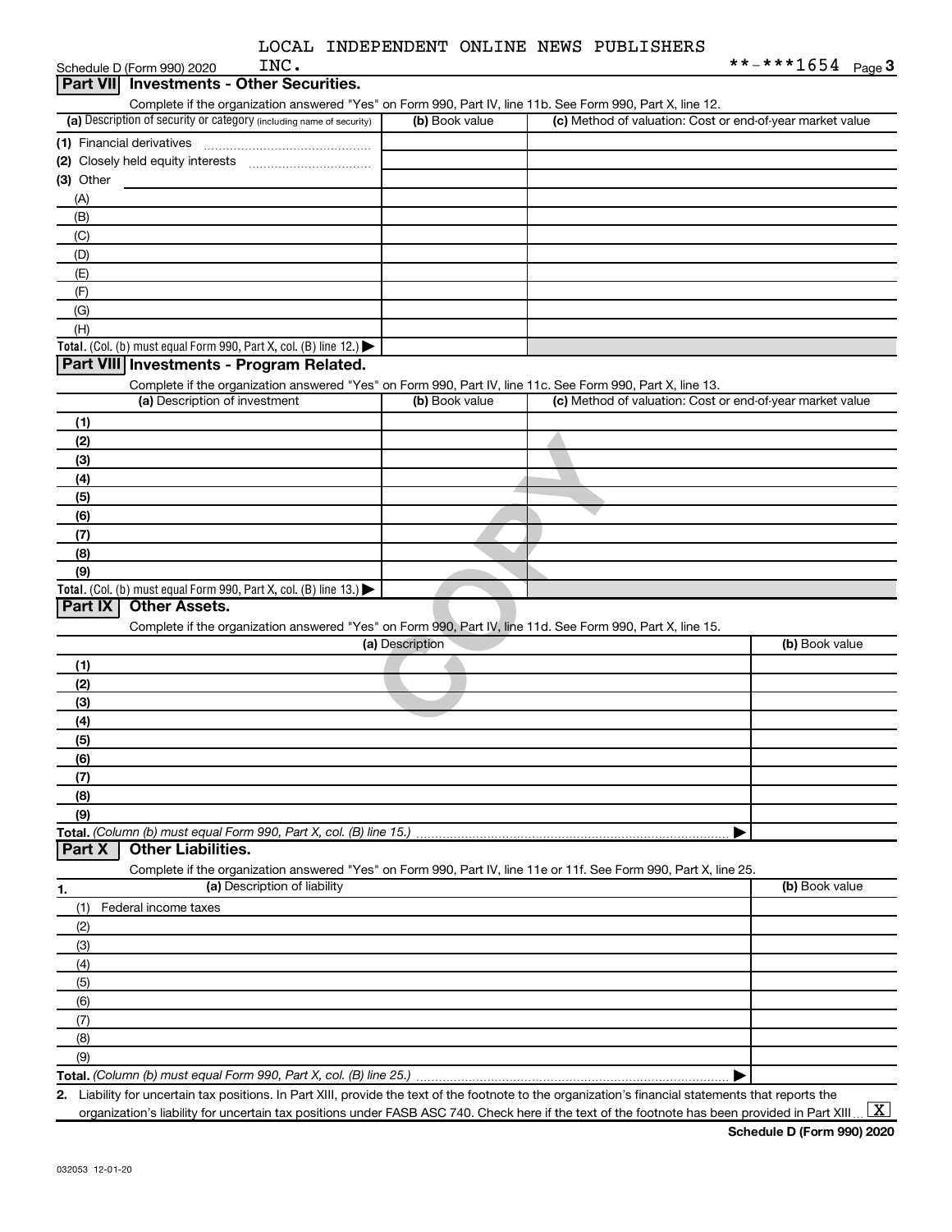LOCAL INDEPENDENT ONLINE NEWS PUBLISHERS INC.

**-***1654

## Part VII Investments - Other Securities.

Complete if the organization answered "Yes" on Form 990, Part IV, line 11b. See Form 990, Part X, line 12.

| (a) Description of security or category (including name of security) | (b) Book value | (c) Method of valuation: Cost or end-of-year market value |
|---|---|---|
| (1) Financial derivatives | | |
| (2) Closely held equity interests | | |
| (3) Other | | |
| (A) | | |
| (B) | | |
| (C) | | |
| (D) | | |
| (E) | | |
| (F) | | |
| (G) | | |
| (H) | | |
| **Total.** (Col. (b) must equal Form 990, Part X, col. (B) line 12.) ▶ | | |

## Part VIII Investments - Program Related.

Complete if the organization answered "Yes" on Form 990, Part IV, line 11c. See Form 990, Part X, line 13.

| (a) Description of investment | (b) Book value | (c) Method of valuation: Cost or end-of-year market value |
|---|---|---|
| (1) | | |
| (2) | | |
| (3) | | |
| (4) | | |
| (5) | | |
| (6) | | |
| (7) | | |
| (8) | | |
| (9) | | |
| **Total.** (Col. (b) must equal Form 990, Part X, col. (B) line 13.) ▶ | | |

## Part IX Other Assets.

Complete if the organization answered "Yes" on Form 990, Part IV, line 11d. See Form 990, Part X, line 15.

| (a) Description | (b) Book value |
|---|---|
| (1) | |
| (2) | |
| (3) | |
| (4) | |
| (5) | |
| (6) | |
| (7) | |
| (8) | |
| (9) | |
| **Total.** (Column (b) must equal Form 990, Part X, col. (B) line 15.) ▶ | |

## Part X Other Liabilities.

Complete if the organization answered "Yes" on Form 990, Part IV, line 11e or 11f. See Form 990, Part X, line 25.

| 1. (a) Description of liability | (b) Book value |
|---|---|
| (1) Federal income taxes | |
| (2) | |
| (3) | |
| (4) | |
| (5) | |
| (6) | |
| (7) | |
| (8) | |
| (9) | |
| **Total.** (Column (b) must equal Form 990, Part X, col. (B) line 25.) ▶ | |

**2.** Liability for uncertain tax positions. In Part XIII, provide the text of the footnote to the organization's financial statements that reports the organization's liability for uncertain tax positions under FASB ASC 740. Check here if the text of the footnote has been provided in Part XIII [X]

**Schedule D (Form 990) 2020**

032053 12-01-20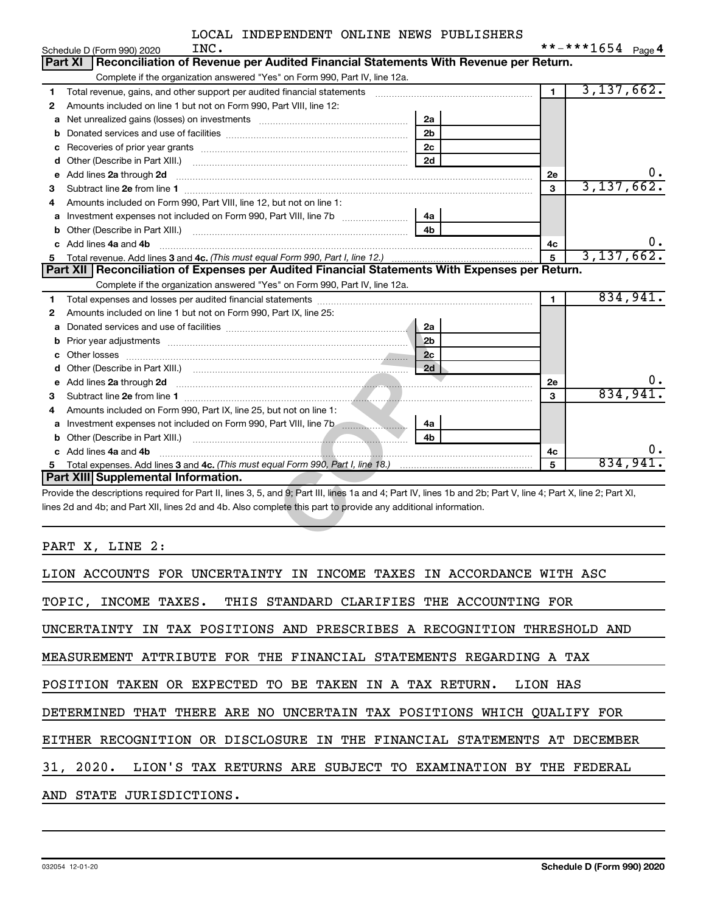LOCAL INDEPENDENT ONLINE NEWS PUBLISHERS INC.

Schedule D (Form 990) 2020 **-***1654 Page 4

## Part XI Reconciliation of Revenue per Audited Financial Statements With Revenue per Return.

Complete if the organization answered "Yes" on Form 990, Part IV, line 12a.

| | | | | | |
|---|---|---|---|---|---|
| 1 | Total revenue, gains, and other support per audited financial statements | | | 1 | 3,137,662. |
| 2 | Amounts included on line 1 but not on Form 990, Part VIII, line 12: | | | | |
| a | Net unrealized gains (losses) on investments | 2a | | | |
| b | Donated services and use of facilities | 2b | | | |
| c | Recoveries of prior year grants | 2c | | | |
| d | Other (Describe in Part XIII.) | 2d | | | |
| e | Add lines 2a through 2d | | | 2e | 0. |
| 3 | Subtract line 2e from line 1 | | | 3 | 3,137,662. |
| 4 | Amounts included on Form 990, Part VIII, line 12, but not on line 1: | | | | |
| a | Investment expenses not included on Form 990, Part VIII, line 7b | 4a | | | |
| b | Other (Describe in Part XIII.) | 4b | | | |
| c | Add lines 4a and 4b | | | 4c | 0. |
| 5 | Total revenue. Add lines 3 and 4c. *(This must equal Form 990, Part I, line 12.)* | | | 5 | 3,137,662. |

## Part XII Reconciliation of Expenses per Audited Financial Statements With Expenses per Return.

Complete if the organization answered "Yes" on Form 990, Part IV, line 12a.

| | | | | | |
|---|---|---|---|---|---|
| 1 | Total expenses and losses per audited financial statements | | | 1 | 834,941. |
| 2 | Amounts included on line 1 but not on Form 990, Part IX, line 25: | | | | |
| a | Donated services and use of facilities | 2a | | | |
| b | Prior year adjustments | 2b | | | |
| c | Other losses | 2c | | | |
| d | Other (Describe in Part XIII.) | 2d | | | |
| e | Add lines 2a through 2d | | | 2e | 0. |
| 3 | Subtract line 2e from line 1 | | | 3 | 834,941. |
| 4 | Amounts included on Form 990, Part IX, line 25, but not on line 1: | | | | |
| a | Investment expenses not included on Form 990, Part VIII, line 7b | 4a | | | |
| b | Other (Describe in Part XIII.) | 4b | | | |
| c | Add lines 4a and 4b | | | 4c | 0. |
| 5 | Total expenses. Add lines 3 and 4c. *(This must equal Form 990, Part I, line 18.)* | | | 5 | 834,941. |

## Part XIII Supplemental Information.

Provide the descriptions required for Part II, lines 3, 5, and 9; Part III, lines 1a and 4; Part IV, lines 1b and 2b; Part V, line 4; Part X, line 2; Part XI, lines 2d and 4b; and Part XII, lines 2d and 4b. Also complete this part to provide any additional information.

PART X, LINE 2:

LION ACCOUNTS FOR UNCERTAINTY IN INCOME TAXES IN ACCORDANCE WITH ASC TOPIC, INCOME TAXES. THIS STANDARD CLARIFIES THE ACCOUNTING FOR UNCERTAINTY IN TAX POSITIONS AND PRESCRIBES A RECOGNITION THRESHOLD AND MEASUREMENT ATTRIBUTE FOR THE FINANCIAL STATEMENTS REGARDING A TAX POSITION TAKEN OR EXPECTED TO BE TAKEN IN A TAX RETURN. LION HAS DETERMINED THAT THERE ARE NO UNCERTAIN TAX POSITIONS WHICH QUALIFY FOR EITHER RECOGNITION OR DISCLOSURE IN THE FINANCIAL STATEMENTS AT DECEMBER 31, 2020. LION'S TAX RETURNS ARE SUBJECT TO EXAMINATION BY THE FEDERAL AND STATE JURISDICTIONS.

032054 12-01-20 Schedule D (Form 990) 2020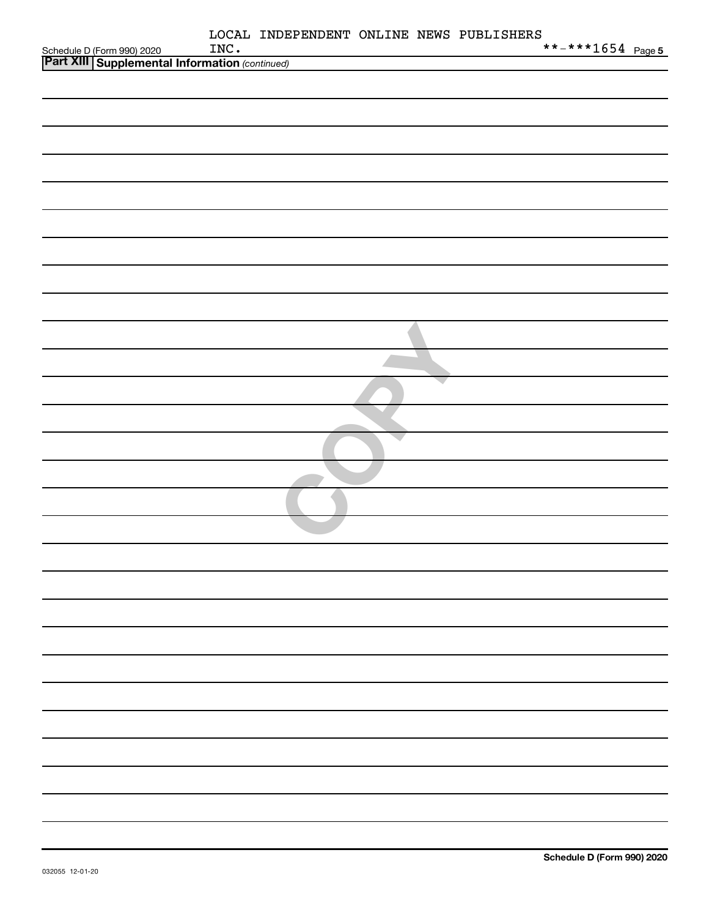LOCAL INDEPENDENT ONLINE NEWS PUBLISHERS INC.

**-***1654

## Part XIII Supplemental Information *(continued)*

COPY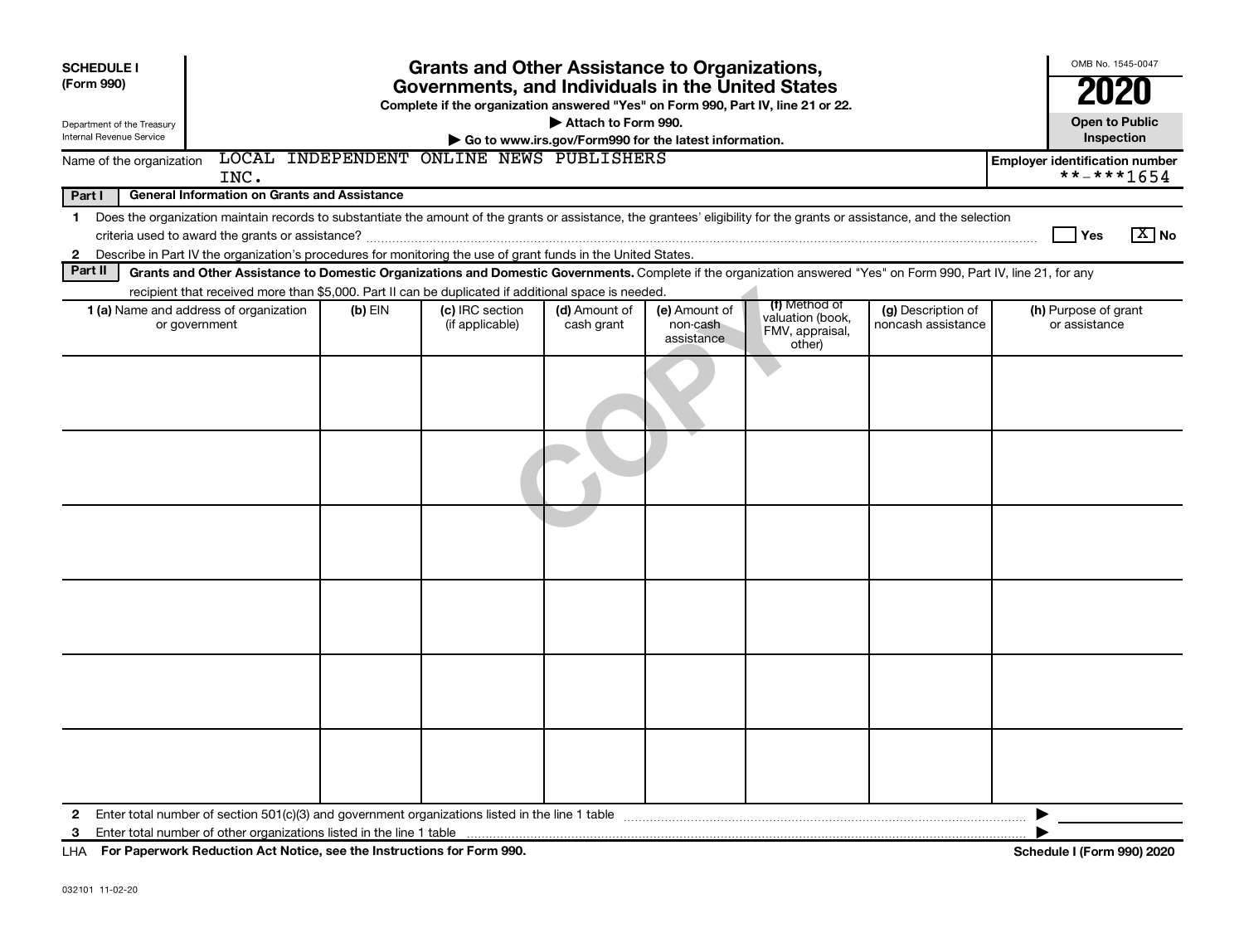**SCHEDULE I (Form 990)**

Department of the Treasury
Internal Revenue Service

# Grants and Other Assistance to Organizations, Governments, and Individuals in the United States

**Complete if the organization answered "Yes" on Form 990, Part IV, line 21 or 22.**

**▶ Attach to Form 990.**

**▶ Go to www.irs.gov/Form990 for the latest information.**

OMB No. 1545-0047

**2020**

**Open to Public Inspection**

Name of the organization: LOCAL INDEPENDENT ONLINE NEWS PUBLISHERS INC.

**Employer identification number** **-***1654

**Part I — General Information on Grants and Assistance**

1 Does the organization maintain records to substantiate the amount of the grants or assistance, the grantees' eligibility for the grants or assistance, and the selection criteria used to award the grants or assistance? ☐ Yes ☒ No

2 Describe in Part IV the organization's procedures for monitoring the use of grant funds in the United States.

**Part II — Grants and Other Assistance to Domestic Organizations and Domestic Governments.** Complete if the organization answered "Yes" on Form 990, Part IV, line 21, for any recipient that received more than $5,000. Part II can be duplicated if additional space is needed.

| 1 (a) Name and address of organization or government | (b) EIN | (c) IRC section (if applicable) | (d) Amount of cash grant | (e) Amount of non-cash assistance | (f) Method of valuation (book, FMV, appraisal, other) | (g) Description of noncash assistance | (h) Purpose of grant or assistance |
|---|---|---|---|---|---|---|---|
| | | | | | | | |
| | | | | | | | |
| | | | | | | | |
| | | | | | | | |
| | | | | | | | |
| | | | | | | | |

2 Enter total number of section 501(c)(3) and government organizations listed in the line 1 table ▶

3 Enter total number of other organizations listed in the line 1 table ▶

LHA **For Paperwork Reduction Act Notice, see the Instructions for Form 990.** **Schedule I (Form 990) 2020**

032101 11-02-20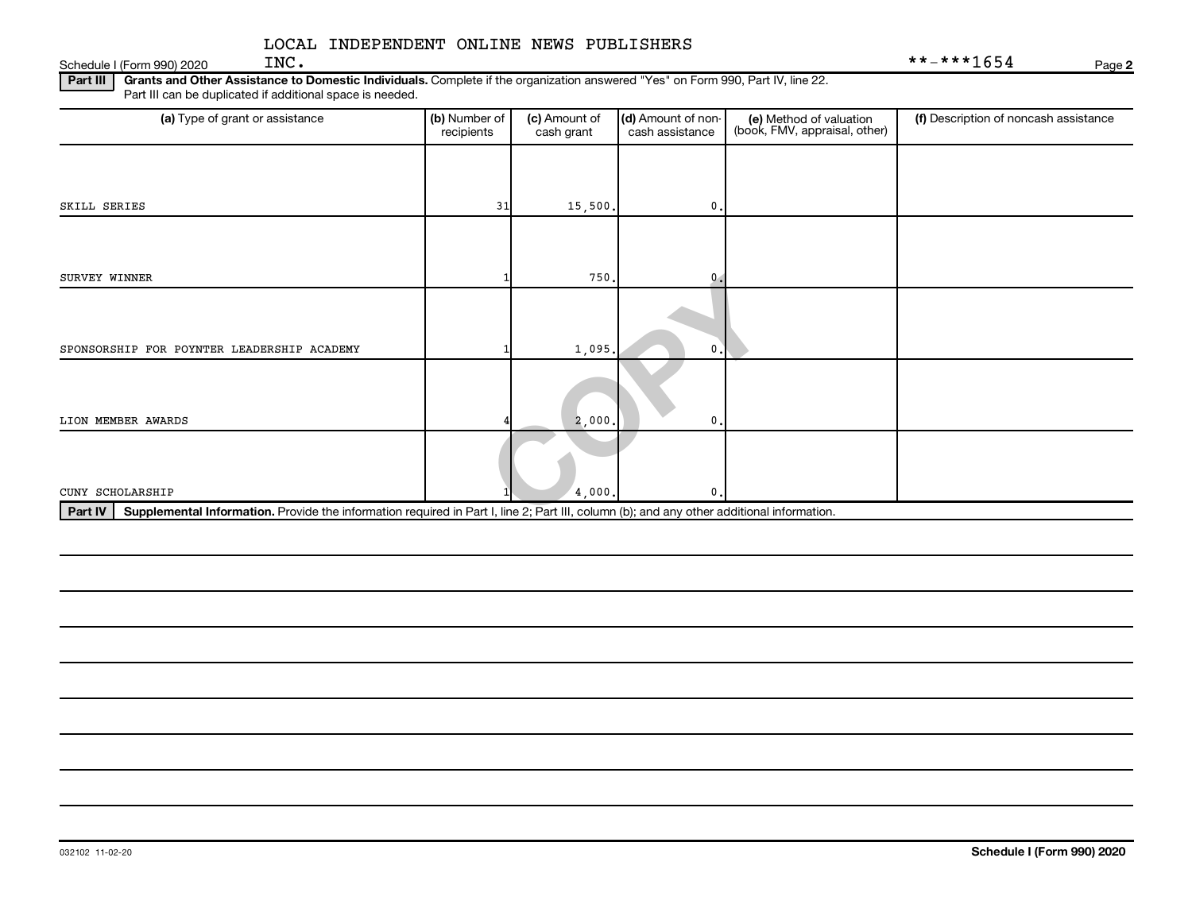Schedule I (Form 990) 2020 LOCAL INDEPENDENT ONLINE NEWS PUBLISHERS INC. **-***1654 Page **2**

**Part III** **Grants and Other Assistance to Domestic Individuals.** Complete if the organization answered "Yes" on Form 990, Part IV, line 22. Part III can be duplicated if additional space is needed.

| (a) Type of grant or assistance | (b) Number of recipients | (c) Amount of cash grant | (d) Amount of non-cash assistance | (e) Method of valuation (book, FMV, appraisal, other) | (f) Description of noncash assistance |
|---|---|---|---|---|---|
| SKILL SERIES | 31 | 15,500. | 0. | | |
| SURVEY WINNER | 1 | 750. | 0. | | |
| SPONSORSHIP FOR POYNTER LEADERSHIP ACADEMY | 1 | 1,095. | 0. | | |
| LION MEMBER AWARDS | 4 | 2,000. | 0. | | |
| CUNY SCHOLARSHIP | 1 | 4,000. | 0. | | |

**Part IV** **Supplemental Information.** Provide the information required in Part I, line 2; Part III, column (b); and any other additional information.

032102 11-02-20 **Schedule I (Form 990) 2020**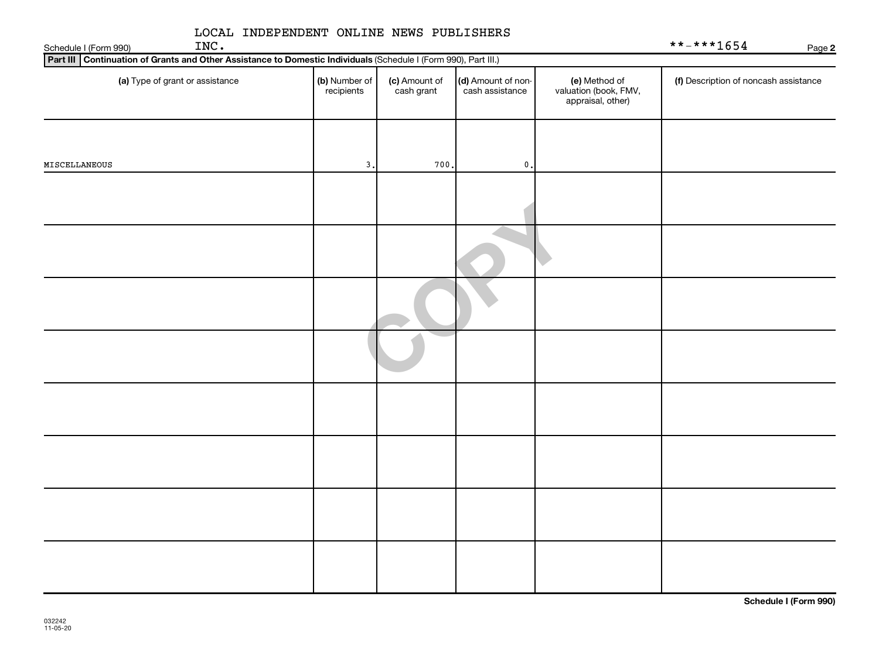LOCAL INDEPENDENT ONLINE NEWS PUBLISHERS INC.

**-***1654

## Part III Continuation of Grants and Other Assistance to Domestic Individuals (Schedule I (Form 990), Part III.)

| (a) Type of grant or assistance | (b) Number of recipients | (c) Amount of cash grant | (d) Amount of non-cash assistance | (e) Method of valuation (book, FMV, appraisal, other) | (f) Description of noncash assistance |
|---|---|---|---|---|---|
| MISCELLANEOUS | 3. | 700. | 0. | | |
| | | | | | |
| | | | | | |
| | | | | | |
| | | | | | |
| | | | | | |
| | | | | | |
| | | | | | |
| | | | | | |

**Schedule I (Form 990)**

032242
11-05-20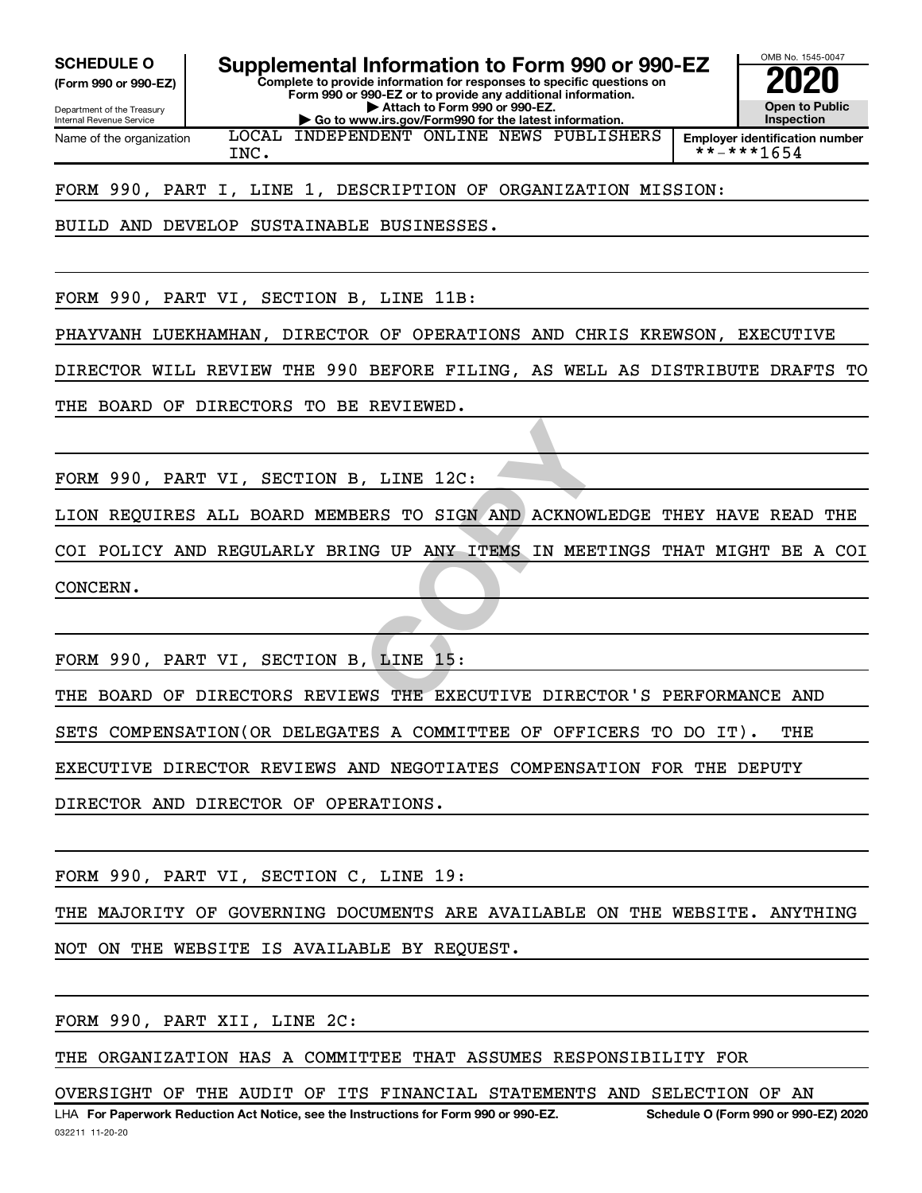**SCHEDULE O** (Form 990 or 990-EZ)

Department of the Treasury
Internal Revenue Service

# Supplemental Information to Form 990 or 990-EZ

**Complete to provide information for responses to specific questions on Form 990 or 990-EZ or to provide any additional information.**

**▶ Attach to Form 990 or 990-EZ.**

**▶ Go to www.irs.gov/Form990 for the latest information.**

OMB No. 1545-0047

**2020**

**Open to Public Inspection**

Name of the organization: LOCAL INDEPENDENT ONLINE NEWS PUBLISHERS INC.

**Employer identification number** **-***1654

FORM 990, PART I, LINE 1, DESCRIPTION OF ORGANIZATION MISSION:

BUILD AND DEVELOP SUSTAINABLE BUSINESSES.

FORM 990, PART VI, SECTION B, LINE 11B:

PHAYVANH LUEKHAMHAN, DIRECTOR OF OPERATIONS AND CHRIS KREWSON, EXECUTIVE DIRECTOR WILL REVIEW THE 990 BEFORE FILING, AS WELL AS DISTRIBUTE DRAFTS TO THE BOARD OF DIRECTORS TO BE REVIEWED.

FORM 990, PART VI, SECTION B, LINE 12C:

LION REQUIRES ALL BOARD MEMBERS TO SIGN AND ACKNOWLEDGE THEY HAVE READ THE COI POLICY AND REGULARLY BRING UP ANY ITEMS IN MEETINGS THAT MIGHT BE A COI CONCERN.

FORM 990, PART VI, SECTION B, LINE 15:

THE BOARD OF DIRECTORS REVIEWS THE EXECUTIVE DIRECTOR'S PERFORMANCE AND SETS COMPENSATION(OR DELEGATES A COMMITTEE OF OFFICERS TO DO IT). THE EXECUTIVE DIRECTOR REVIEWS AND NEGOTIATES COMPENSATION FOR THE DEPUTY DIRECTOR AND DIRECTOR OF OPERATIONS.

FORM 990, PART VI, SECTION C, LINE 19:

THE MAJORITY OF GOVERNING DOCUMENTS ARE AVAILABLE ON THE WEBSITE. ANYTHING NOT ON THE WEBSITE IS AVAILABLE BY REQUEST.

FORM 990, PART XII, LINE 2C:

THE ORGANIZATION HAS A COMMITTEE THAT ASSUMES RESPONSIBILITY FOR OVERSIGHT OF THE AUDIT OF ITS FINANCIAL STATEMENTS AND SELECTION OF AN

LHA **For Paperwork Reduction Act Notice, see the Instructions for Form 990 or 990-EZ.** **Schedule O (Form 990 or 990-EZ) 2020**

032211 11-20-20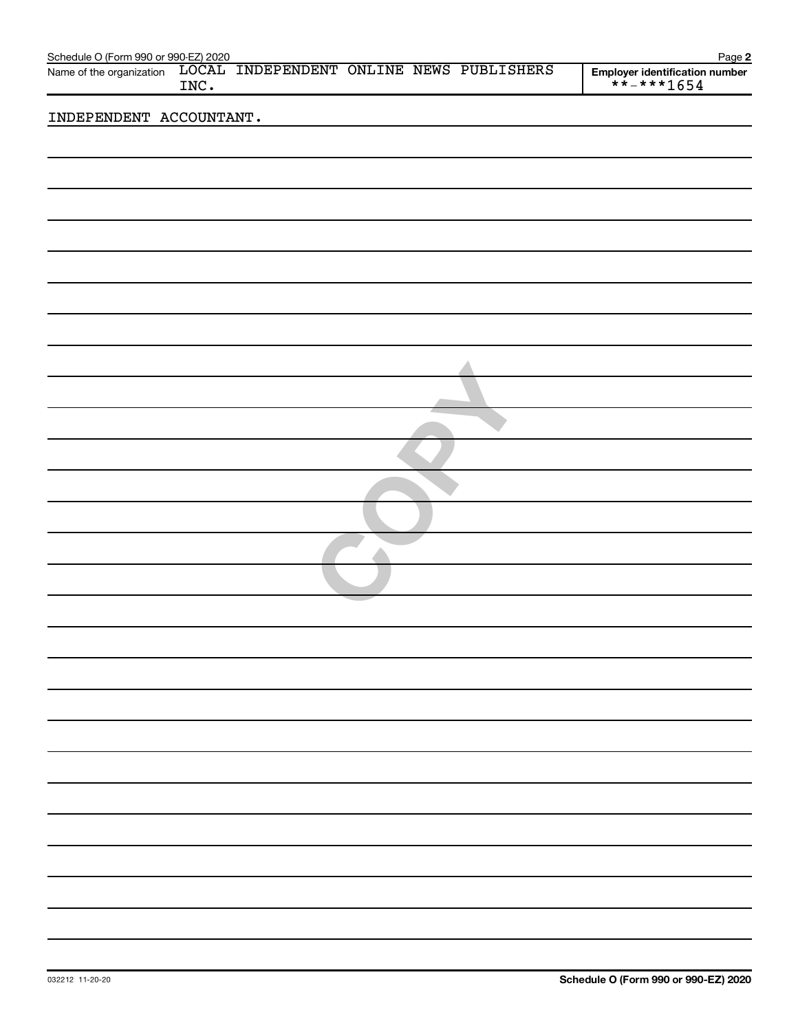Name of the organization LOCAL INDEPENDENT ONLINE NEWS PUBLISHERS INC.

Employer identification number **-***1654

INDEPENDENT ACCOUNTANT.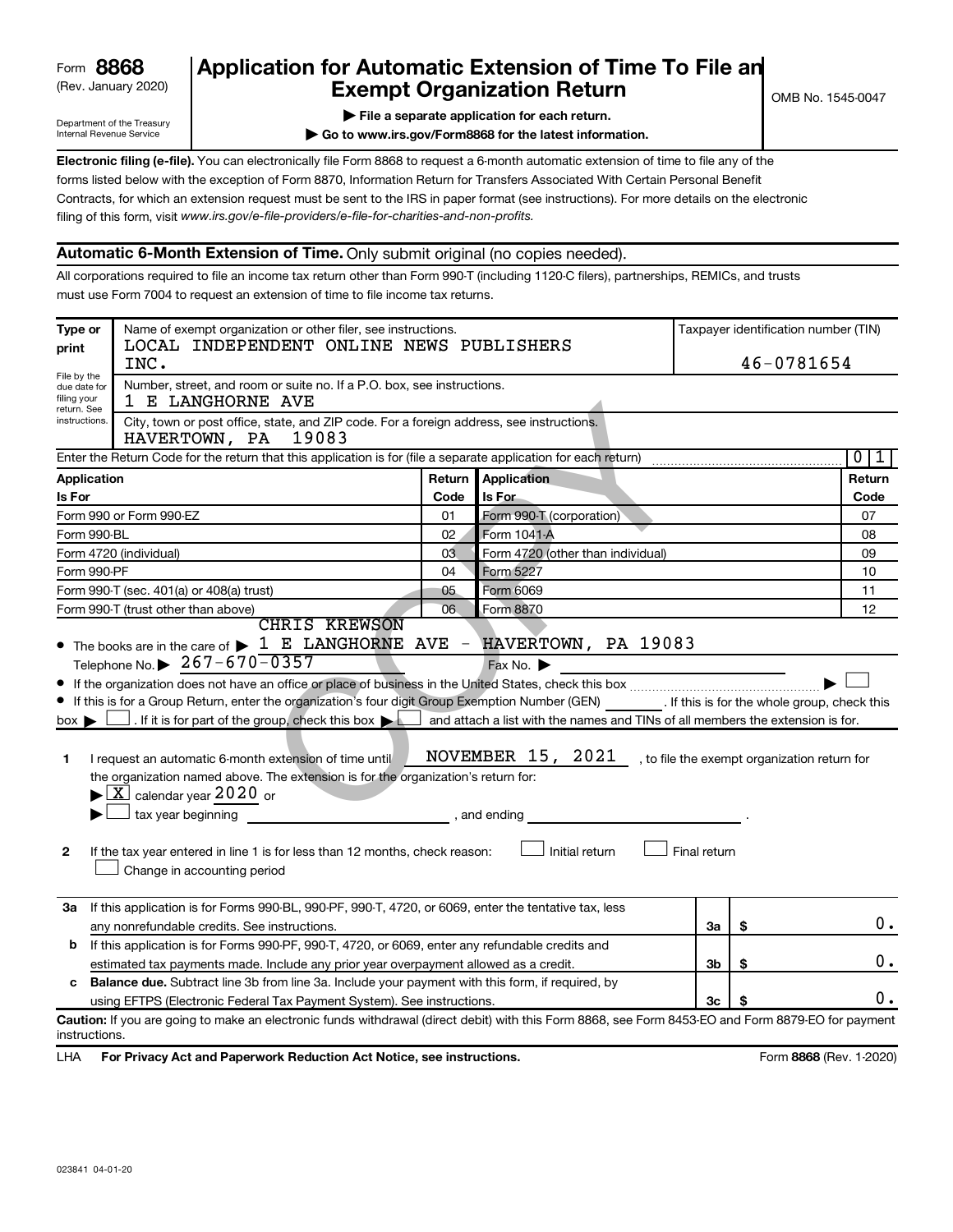Form **8868**
(Rev. January 2020)

Department of the Treasury
Internal Revenue Service

# Application for Automatic Extension of Time To File an Exempt Organization Return

**▶ File a separate application for each return.**

**▶ Go to www.irs.gov/Form8868 for the latest information.**

OMB No. 1545-0047

**Electronic filing (e-file).** You can electronically file Form 8868 to request a 6-month automatic extension of time to file any of the forms listed below with the exception of Form 8870, Information Return for Transfers Associated With Certain Personal Benefit Contracts, for which an extension request must be sent to the IRS in paper format (see instructions). For more details on the electronic filing of this form, visit *www.irs.gov/e-file-providers/e-file-for-charities-and-non-profits.*

## Automatic 6-Month Extension of Time. Only submit original (no copies needed).

All corporations required to file an income tax return other than Form 990-T (including 1120-C filers), partnerships, REMICs, and trusts must use Form 7004 to request an extension of time to file income tax returns.

**Type or print**

File by the due date for filing your return. See instructions.

Name of exempt organization or other filer, see instructions.
LOCAL INDEPENDENT ONLINE NEWS PUBLISHERS INC.

Taxpayer identification number (TIN)
46-0781654

Number, street, and room or suite no. If a P.O. box, see instructions.
1 E LANGHORNE AVE

City, town or post office, state, and ZIP code. For a foreign address, see instructions.
HAVERTOWN, PA 19083

Enter the Return Code for the return that this application is for (file a separate application for each return): 0 1

| Application Is For | Return Code | Application Is For | Return Code |
|---|---|---|---|
| Form 990 or Form 990-EZ | 01 | Form 990-T (corporation) | 07 |
| Form 990-BL | 02 | Form 1041-A | 08 |
| Form 4720 (individual) | 03 | Form 4720 (other than individual) | 09 |
| Form 990-PF | 04 | Form 5227 | 10 |
| Form 990-T (sec. 401(a) or 408(a) trust) | 05 | Form 6069 | 11 |
| Form 990-T (trust other than above) | 06 | Form 8870 | 12 |

- The books are in the care of ▶ CHRIS KREWSON 1 E LANGHORNE AVE - HAVERTOWN, PA 19083
  Telephone No. ▶ 267-670-0357 Fax No. ▶
- If the organization does not have an office or place of business in the United States, check this box ▶ ☐
- If this is for a Group Return, enter the organization's four digit Group Exemption Number (GEN) ______. If this is for the whole group, check this box ▶ ☐. If it is for part of the group, check this box ▶ ☐ and attach a list with the names and TINs of all members the extension is for.

**1** I request an automatic 6-month extension of time until NOVEMBER 15, 2021, to file the exempt organization return for the organization named above. The extension is for the organization's return for:
▶ ☒ calendar year 2020 or
▶ ☐ tax year beginning ______, and ending ______.

**2** If the tax year entered in line 1 is for less than 12 months, check reason: ☐ Initial return ☐ Final return
☐ Change in accounting period

| | | | |
|---|---|---|---|
| **3a** | If this application is for Forms 990-BL, 990-PF, 990-T, 4720, or 6069, enter the tentative tax, less any nonrefundable credits. See instructions. | 3a | $ 0. |
| **b** | If this application is for Forms 990-PF, 990-T, 4720, or 6069, enter any refundable credits and estimated tax payments made. Include any prior year overpayment allowed as a credit. | 3b | $ 0. |
| **c** | **Balance due.** Subtract line 3b from line 3a. Include your payment with this form, if required, by using EFTPS (Electronic Federal Tax Payment System). See instructions. | 3c | $ 0. |

**Caution:** If you are going to make an electronic funds withdrawal (direct debit) with this Form 8868, see Form 8453-EO and Form 8879-EO for payment instructions.

LHA **For Privacy Act and Paperwork Reduction Act Notice, see instructions.** Form **8868** (Rev. 1-2020)

023841 04-01-20